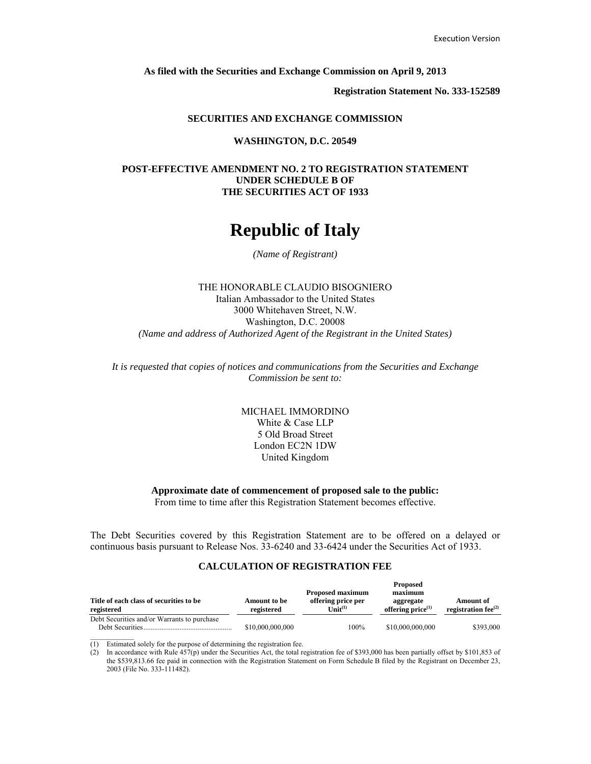Execution Version

**As filed with the Securities and Exchange Commission on April 9, 2013**

**Registration Statement No. 333-152589**

**SECURITIES AND EXCHANGE COMMISSION**

**WASHINGTON, D.C. 20549**

**POST-EFFECTIVE AMENDMENT NO. 2 TO REGISTRATION STATEMENT UNDER SCHEDULE B OF THE SECURITIES ACT OF 1933**

# Republic of Italy

*(Name of Registrant)*

THE HONORABLE CLAUDIO BISOGNIERO
Italian Ambassador to the United States
3000 Whitehaven Street, N.W.
Washington, D.C. 20008
*(Name and address of Authorized Agent of the Registrant in the United States)*

*It is requested that copies of notices and communications from the Securities and Exchange Commission be sent to:*

MICHAEL IMMORDINO
White & Case LLP
5 Old Broad Street
London EC2N 1DW
United Kingdom

**Approximate date of commencement of proposed sale to the public:**
From time to time after this Registration Statement becomes effective.

The Debt Securities covered by this Registration Statement are to be offered on a delayed or continuous basis pursuant to Release Nos. 33-6240 and 33-6424 under the Securities Act of 1933.

**CALCULATION OF REGISTRATION FEE**

| Title of each class of securities to be registered | Amount to be registered | Proposed maximum offering price per Unit(1) | Proposed maximum aggregate offering price(1) | Amount of registration fee(2) |
|---|---|---|---|---|
| Debt Securities and/or Warrants to purchase Debt Securities | $10,000,000,000 | 100% | $10,000,000,000 | $393,000 |

(1) Estimated solely for the purpose of determining the registration fee.
(2) In accordance with Rule 457(p) under the Securities Act, the total registration fee of $393,000 has been partially offset by $101,853 of the $539,813.66 fee paid in connection with the Registration Statement on Form Schedule B filed by the Registrant on December 23, 2003 (File No. 333-111482).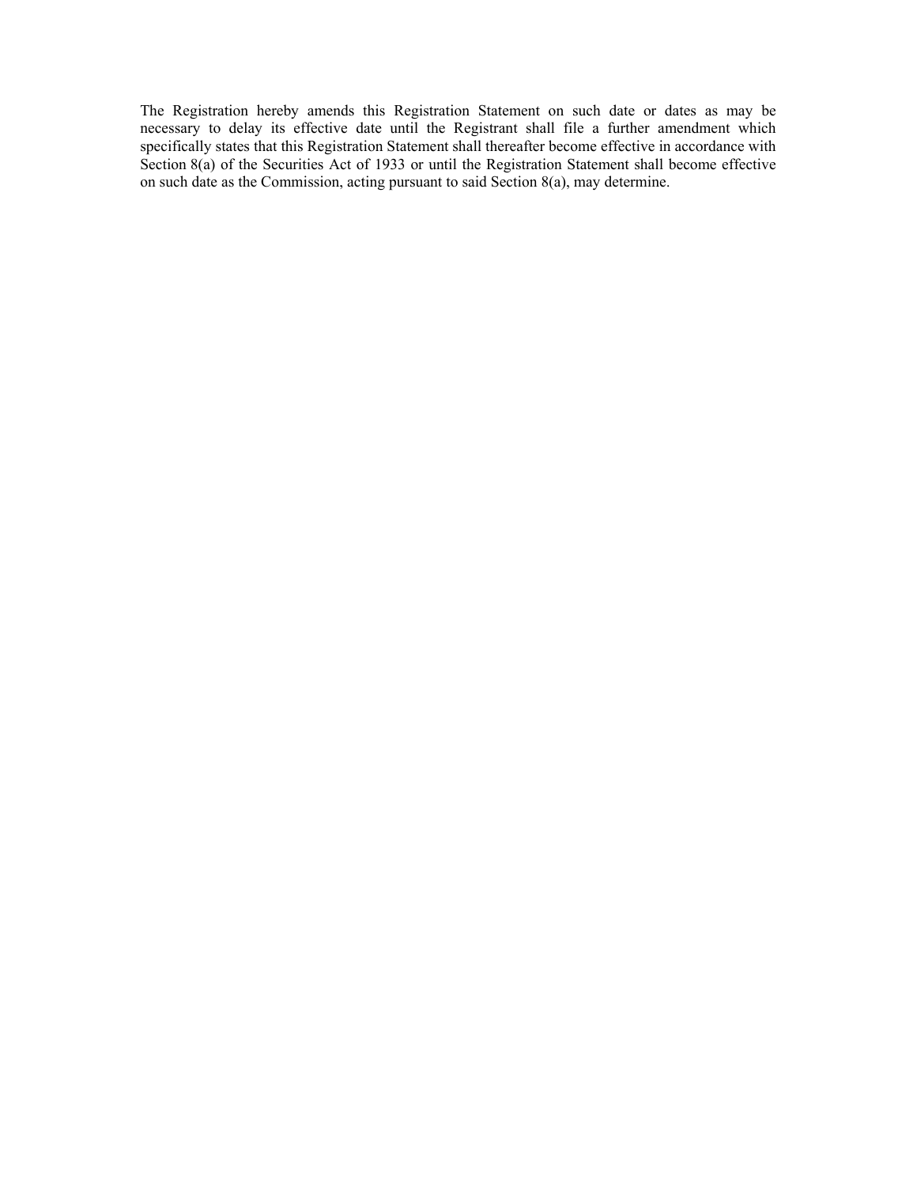The Registration hereby amends this Registration Statement on such date or dates as may be necessary to delay its effective date until the Registrant shall file a further amendment which specifically states that this Registration Statement shall thereafter become effective in accordance with Section 8(a) of the Securities Act of 1933 or until the Registration Statement shall become effective on such date as the Commission, acting pursuant to said Section 8(a), may determine.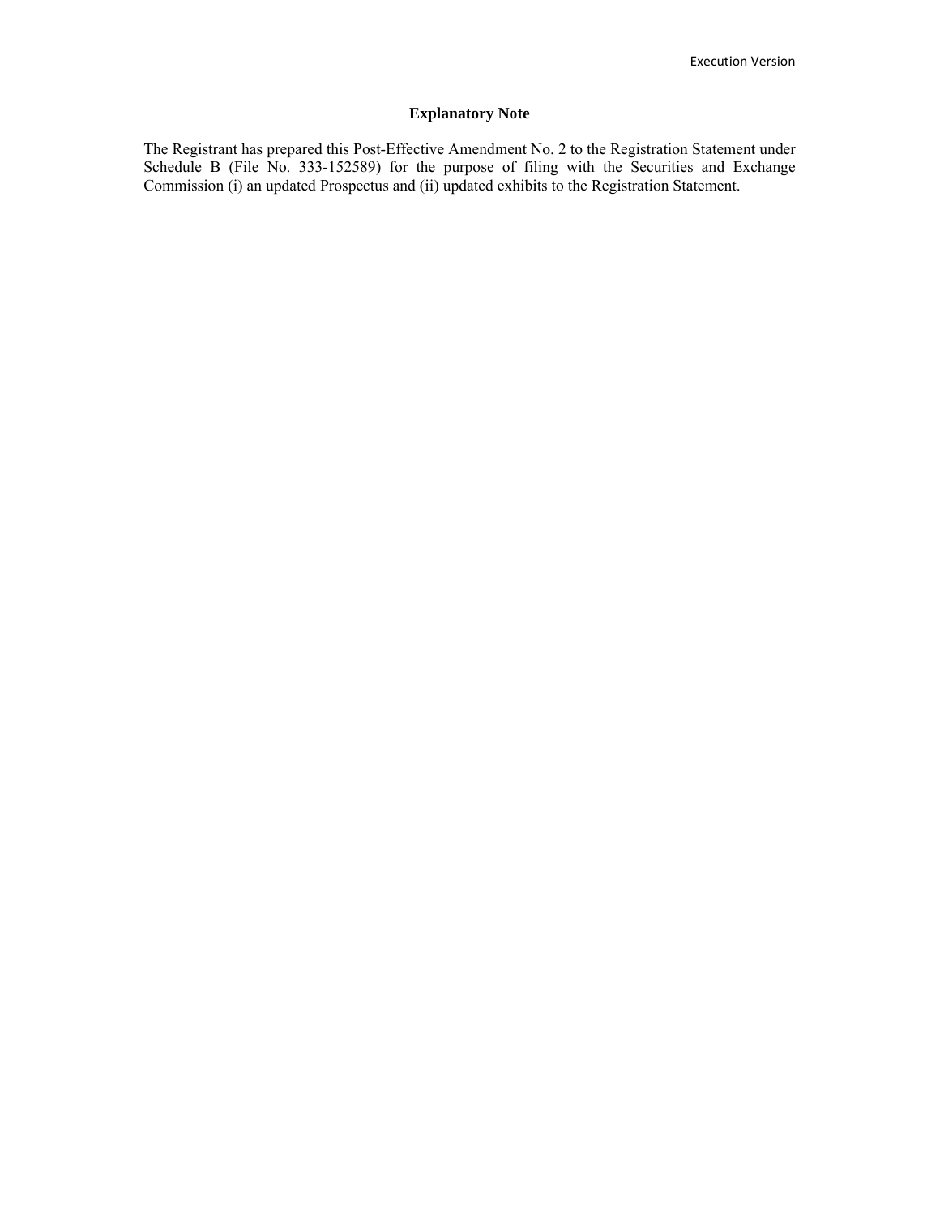Execution Version

**Explanatory Note**

The Registrant has prepared this Post-Effective Amendment No. 2 to the Registration Statement under Schedule B (File No. 333-152589) for the purpose of filing with the Securities and Exchange Commission (i) an updated Prospectus and (ii) updated exhibits to the Registration Statement.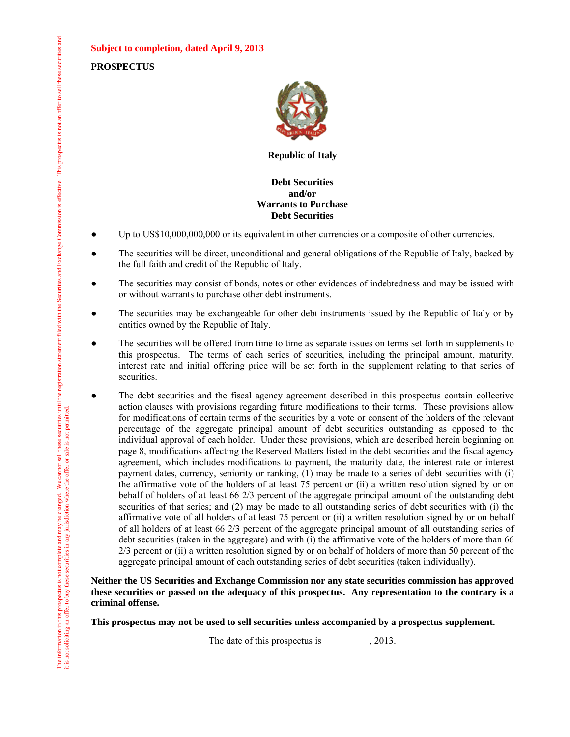**Subject to completion, dated April 9, 2013**

**PROSPECTUS**

**Republic of Italy**

**Debt Securities**
**and/or**
**Warrants to Purchase**
**Debt Securities**

- Up to US$10,000,000,000 or its equivalent in other currencies or a composite of other currencies.
- The securities will be direct, unconditional and general obligations of the Republic of Italy, backed by the full faith and credit of the Republic of Italy.
- The securities may consist of bonds, notes or other evidences of indebtedness and may be issued with or without warrants to purchase other debt instruments.
- The securities may be exchangeable for other debt instruments issued by the Republic of Italy or by entities owned by the Republic of Italy.
- The securities will be offered from time to time as separate issues on terms set forth in supplements to this prospectus. The terms of each series of securities, including the principal amount, maturity, interest rate and initial offering price will be set forth in the supplement relating to that series of securities.
- The debt securities and the fiscal agency agreement described in this prospectus contain collective action clauses with provisions regarding future modifications to their terms. These provisions allow for modifications of certain terms of the securities by a vote or consent of the holders of the relevant percentage of the aggregate principal amount of debt securities outstanding as opposed to the individual approval of each holder. Under these provisions, which are described herein beginning on page 8, modifications affecting the Reserved Matters listed in the debt securities and the fiscal agency agreement, which includes modifications to payment, the maturity date, the interest rate or interest payment dates, currency, seniority or ranking, (1) may be made to a series of debt securities with (i) the affirmative vote of the holders of at least 75 percent or (ii) a written resolution signed by or on behalf of holders of at least 66 2/3 percent of the aggregate principal amount of the outstanding debt securities of that series; and (2) may be made to all outstanding series of debt securities with (i) the affirmative vote of all holders of at least 75 percent or (ii) a written resolution signed by or on behalf of all holders of at least 66 2/3 percent of the aggregate principal amount of all outstanding series of debt securities (taken in the aggregate) and with (i) the affirmative vote of the holders of more than 66 2/3 percent or (ii) a written resolution signed by or on behalf of holders of more than 50 percent of the aggregate principal amount of each outstanding series of debt securities (taken individually).

**Neither the US Securities and Exchange Commission nor any state securities commission has approved these securities or passed on the adequacy of this prospectus. Any representation to the contrary is a criminal offense.**

**This prospectus may not be used to sell securities unless accompanied by a prospectus supplement.**

The date of this prospectus is , 2013.

The information in this prospectus is not complete and may be changed. We cannot sell these securities until the registration statement filed with the Securities and Exchange Commission is effective. This prospectus is not an offer to sell these securities and it is not soliciting an offer to buy these securities in any jurisdiction where the offer or sale is not permitted.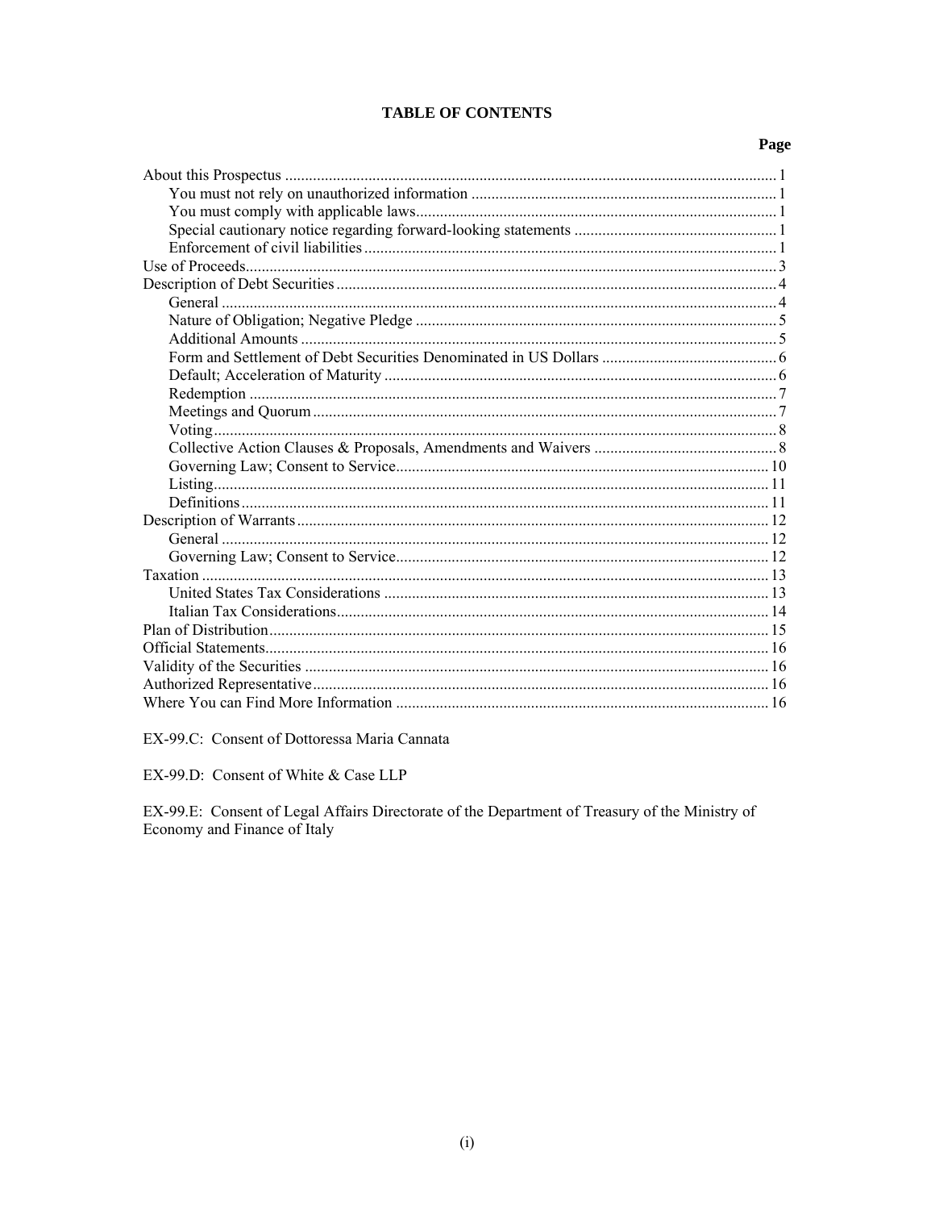# TABLE OF CONTENTS

| | Page |
|---|---|
| About this Prospectus | 1 |
| You must not rely on unauthorized information | 1 |
| You must comply with applicable laws | 1 |
| Special cautionary notice regarding forward-looking statements | 1 |
| Enforcement of civil liabilities | 1 |
| Use of Proceeds | 3 |
| Description of Debt Securities | 4 |
| General | 4 |
| Nature of Obligation; Negative Pledge | 5 |
| Additional Amounts | 5 |
| Form and Settlement of Debt Securities Denominated in US Dollars | 6 |
| Default; Acceleration of Maturity | 6 |
| Redemption | 7 |
| Meetings and Quorum | 7 |
| Voting | 8 |
| Collective Action Clauses & Proposals, Amendments and Waivers | 8 |
| Governing Law; Consent to Service | 10 |
| Listing | 11 |
| Definitions | 11 |
| Description of Warrants | 12 |
| General | 12 |
| Governing Law; Consent to Service | 12 |
| Taxation | 13 |
| United States Tax Considerations | 13 |
| Italian Tax Considerations | 14 |
| Plan of Distribution | 15 |
| Official Statements | 16 |
| Validity of the Securities | 16 |
| Authorized Representative | 16 |
| Where You can Find More Information | 16 |

EX-99.C: Consent of Dottoressa Maria Cannata

EX-99.D: Consent of White & Case LLP

EX-99.E: Consent of Legal Affairs Directorate of the Department of Treasury of the Ministry of Economy and Finance of Italy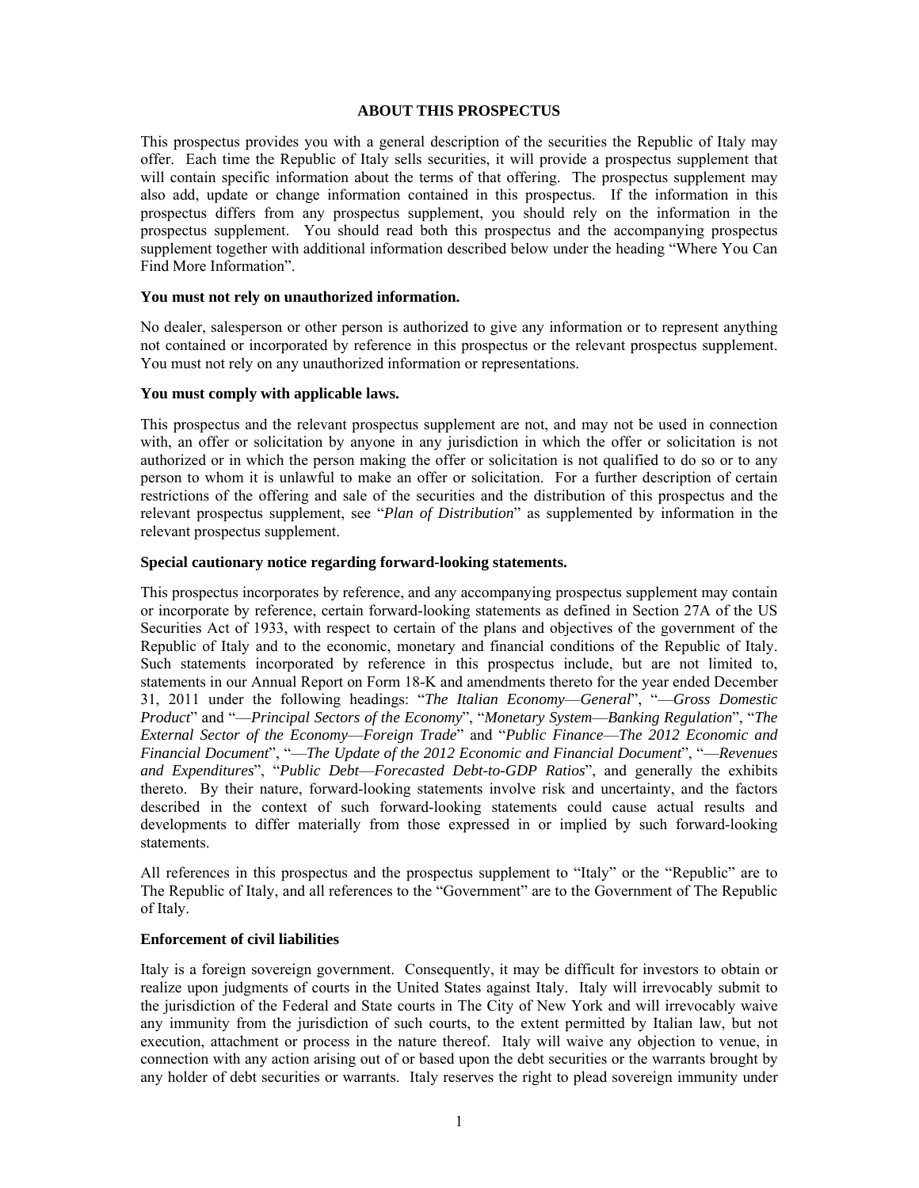## ABOUT THIS PROSPECTUS

This prospectus provides you with a general description of the securities the Republic of Italy may offer. Each time the Republic of Italy sells securities, it will provide a prospectus supplement that will contain specific information about the terms of that offering. The prospectus supplement may also add, update or change information contained in this prospectus. If the information in this prospectus differs from any prospectus supplement, you should rely on the information in the prospectus supplement. You should read both this prospectus and the accompanying prospectus supplement together with additional information described below under the heading "Where You Can Find More Information".

**You must not rely on unauthorized information.**

No dealer, salesperson or other person is authorized to give any information or to represent anything not contained or incorporated by reference in this prospectus or the relevant prospectus supplement. You must not rely on any unauthorized information or representations.

**You must comply with applicable laws.**

This prospectus and the relevant prospectus supplement are not, and may not be used in connection with, an offer or solicitation by anyone in any jurisdiction in which the offer or solicitation is not authorized or in which the person making the offer or solicitation is not qualified to do so or to any person to whom it is unlawful to make an offer or solicitation. For a further description of certain restrictions of the offering and sale of the securities and the distribution of this prospectus and the relevant prospectus supplement, see "*Plan of Distribution*" as supplemented by information in the relevant prospectus supplement.

**Special cautionary notice regarding forward-looking statements.**

This prospectus incorporates by reference, and any accompanying prospectus supplement may contain or incorporate by reference, certain forward-looking statements as defined in Section 27A of the US Securities Act of 1933, with respect to certain of the plans and objectives of the government of the Republic of Italy and to the economic, monetary and financial conditions of the Republic of Italy. Such statements incorporated by reference in this prospectus include, but are not limited to, statements in our Annual Report on Form 18-K and amendments thereto for the year ended December 31, 2011 under the following headings: "*The Italian Economy—General*", "*—Gross Domestic Product*" and "*—Principal Sectors of the Economy*", "*Monetary System—Banking Regulation*", "*The External Sector of the Economy—Foreign Trade*" and "*Public Finance—The 2012 Economic and Financial Document*", "*—The Update of the 2012 Economic and Financial Document*", "*—Revenues and Expenditures*", "*Public Debt—Forecasted Debt-to-GDP Ratios*", and generally the exhibits thereto. By their nature, forward-looking statements involve risk and uncertainty, and the factors described in the context of such forward-looking statements could cause actual results and developments to differ materially from those expressed in or implied by such forward-looking statements.

All references in this prospectus and the prospectus supplement to "Italy" or the "Republic" are to The Republic of Italy, and all references to the "Government" are to the Government of The Republic of Italy.

**Enforcement of civil liabilities**

Italy is a foreign sovereign government. Consequently, it may be difficult for investors to obtain or realize upon judgments of courts in the United States against Italy. Italy will irrevocably submit to the jurisdiction of the Federal and State courts in The City of New York and will irrevocably waive any immunity from the jurisdiction of such courts, to the extent permitted by Italian law, but not execution, attachment or process in the nature thereof. Italy will waive any objection to venue, in connection with any action arising out of or based upon the debt securities or the warrants brought by any holder of debt securities or warrants. Italy reserves the right to plead sovereign immunity under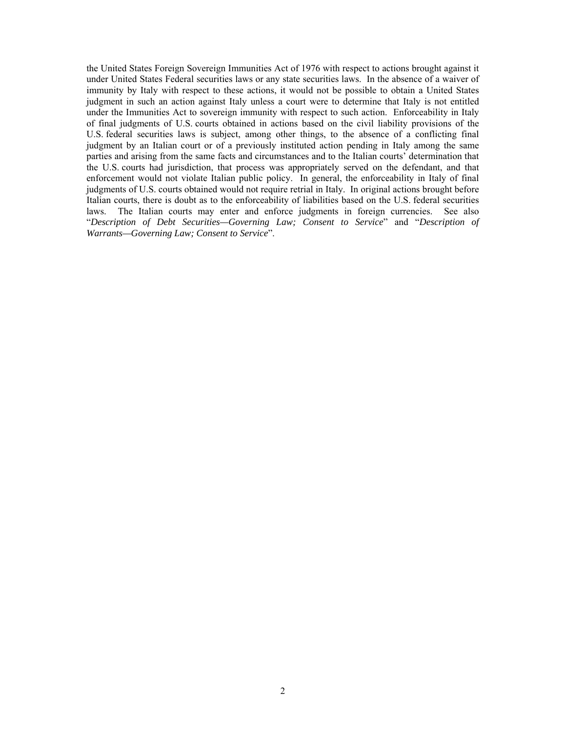the United States Foreign Sovereign Immunities Act of 1976 with respect to actions brought against it under United States Federal securities laws or any state securities laws. In the absence of a waiver of immunity by Italy with respect to these actions, it would not be possible to obtain a United States judgment in such an action against Italy unless a court were to determine that Italy is not entitled under the Immunities Act to sovereign immunity with respect to such action. Enforceability in Italy of final judgments of U.S. courts obtained in actions based on the civil liability provisions of the U.S. federal securities laws is subject, among other things, to the absence of a conflicting final judgment by an Italian court or of a previously instituted action pending in Italy among the same parties and arising from the same facts and circumstances and to the Italian courts' determination that the U.S. courts had jurisdiction, that process was appropriately served on the defendant, and that enforcement would not violate Italian public policy. In general, the enforceability in Italy of final judgments of U.S. courts obtained would not require retrial in Italy. In original actions brought before Italian courts, there is doubt as to the enforceability of liabilities based on the U.S. federal securities laws. The Italian courts may enter and enforce judgments in foreign currencies. See also "*Description of Debt Securities—Governing Law; Consent to Service*" and "*Description of Warrants—Governing Law; Consent to Service*".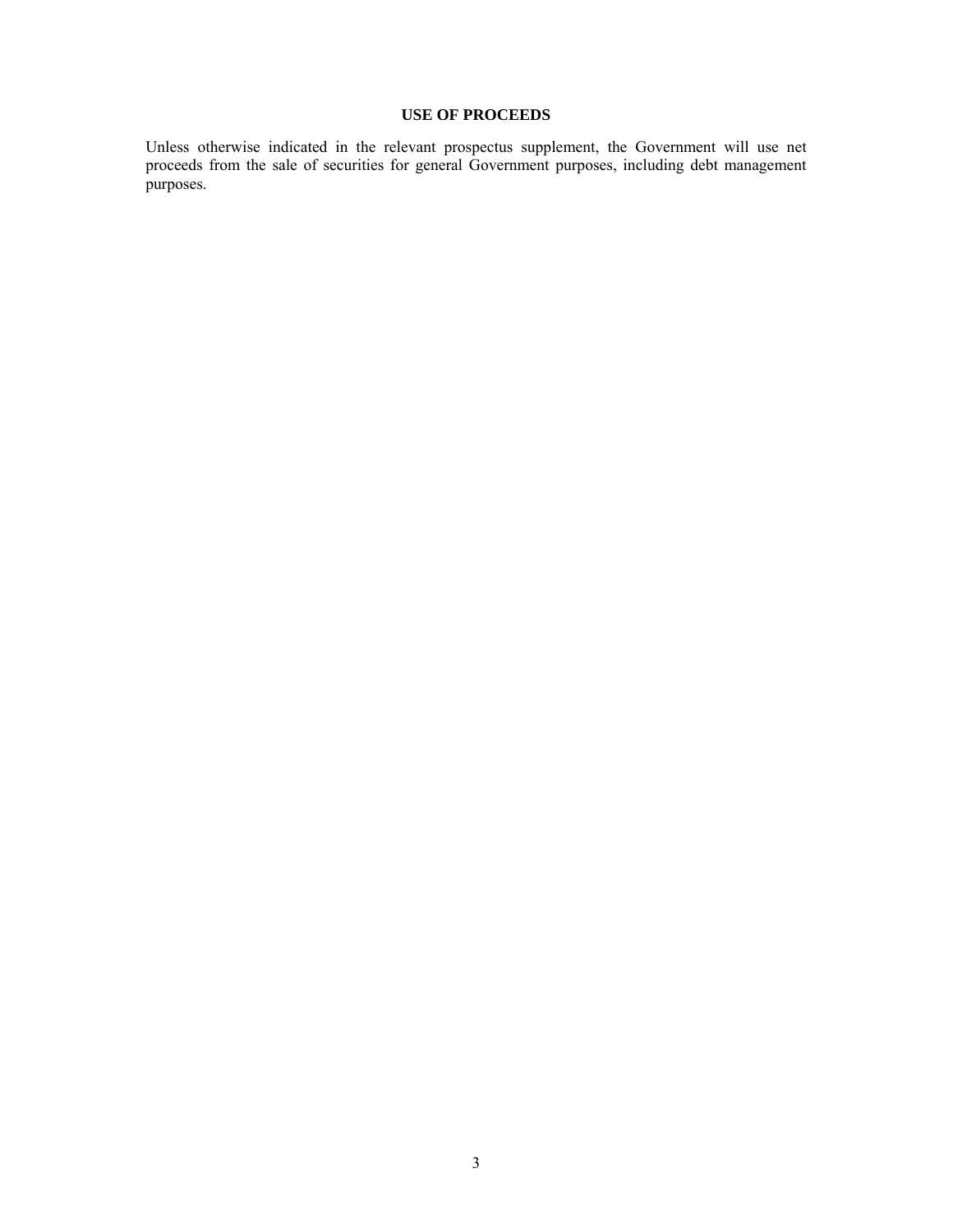## USE OF PROCEEDS

Unless otherwise indicated in the relevant prospectus supplement, the Government will use net proceeds from the sale of securities for general Government purposes, including debt management purposes.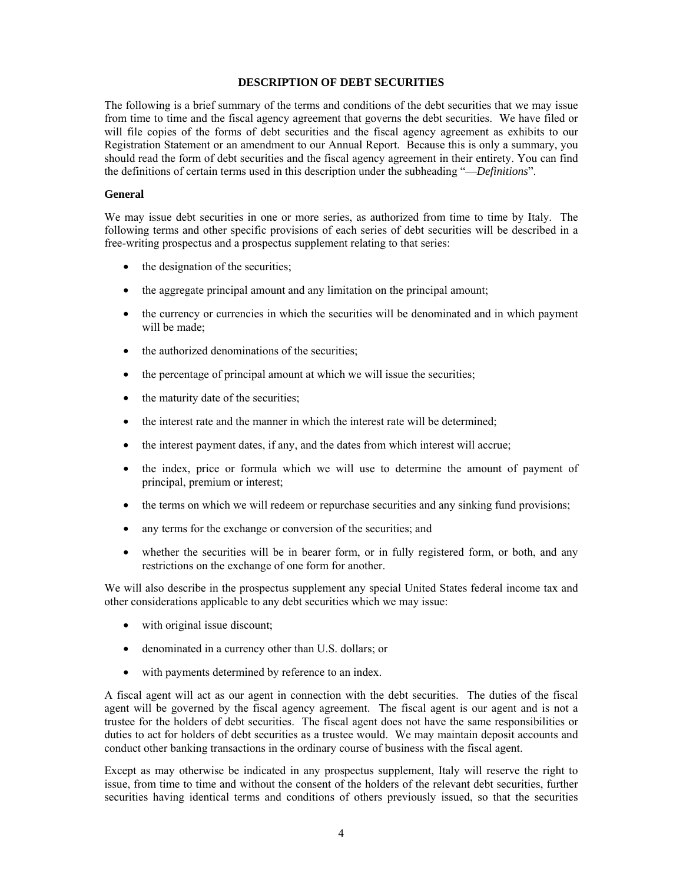## DESCRIPTION OF DEBT SECURITIES

The following is a brief summary of the terms and conditions of the debt securities that we may issue from time to time and the fiscal agency agreement that governs the debt securities. We have filed or will file copies of the forms of debt securities and the fiscal agency agreement as exhibits to our Registration Statement or an amendment to our Annual Report. Because this is only a summary, you should read the form of debt securities and the fiscal agency agreement in their entirety. You can find the definitions of certain terms used in this description under the subheading "—*Definitions*".

### General

We may issue debt securities in one or more series, as authorized from time to time by Italy. The following terms and other specific provisions of each series of debt securities will be described in a free-writing prospectus and a prospectus supplement relating to that series:

- the designation of the securities;
- the aggregate principal amount and any limitation on the principal amount;
- the currency or currencies in which the securities will be denominated and in which payment will be made;
- the authorized denominations of the securities;
- the percentage of principal amount at which we will issue the securities;
- the maturity date of the securities;
- the interest rate and the manner in which the interest rate will be determined;
- the interest payment dates, if any, and the dates from which interest will accrue;
- the index, price or formula which we will use to determine the amount of payment of principal, premium or interest;
- the terms on which we will redeem or repurchase securities and any sinking fund provisions;
- any terms for the exchange or conversion of the securities; and
- whether the securities will be in bearer form, or in fully registered form, or both, and any restrictions on the exchange of one form for another.

We will also describe in the prospectus supplement any special United States federal income tax and other considerations applicable to any debt securities which we may issue:

- with original issue discount;
- denominated in a currency other than U.S. dollars; or
- with payments determined by reference to an index.

A fiscal agent will act as our agent in connection with the debt securities. The duties of the fiscal agent will be governed by the fiscal agency agreement. The fiscal agent is our agent and is not a trustee for the holders of debt securities. The fiscal agent does not have the same responsibilities or duties to act for holders of debt securities as a trustee would. We may maintain deposit accounts and conduct other banking transactions in the ordinary course of business with the fiscal agent.

Except as may otherwise be indicated in any prospectus supplement, Italy will reserve the right to issue, from time to time and without the consent of the holders of the relevant debt securities, further securities having identical terms and conditions of others previously issued, so that the securities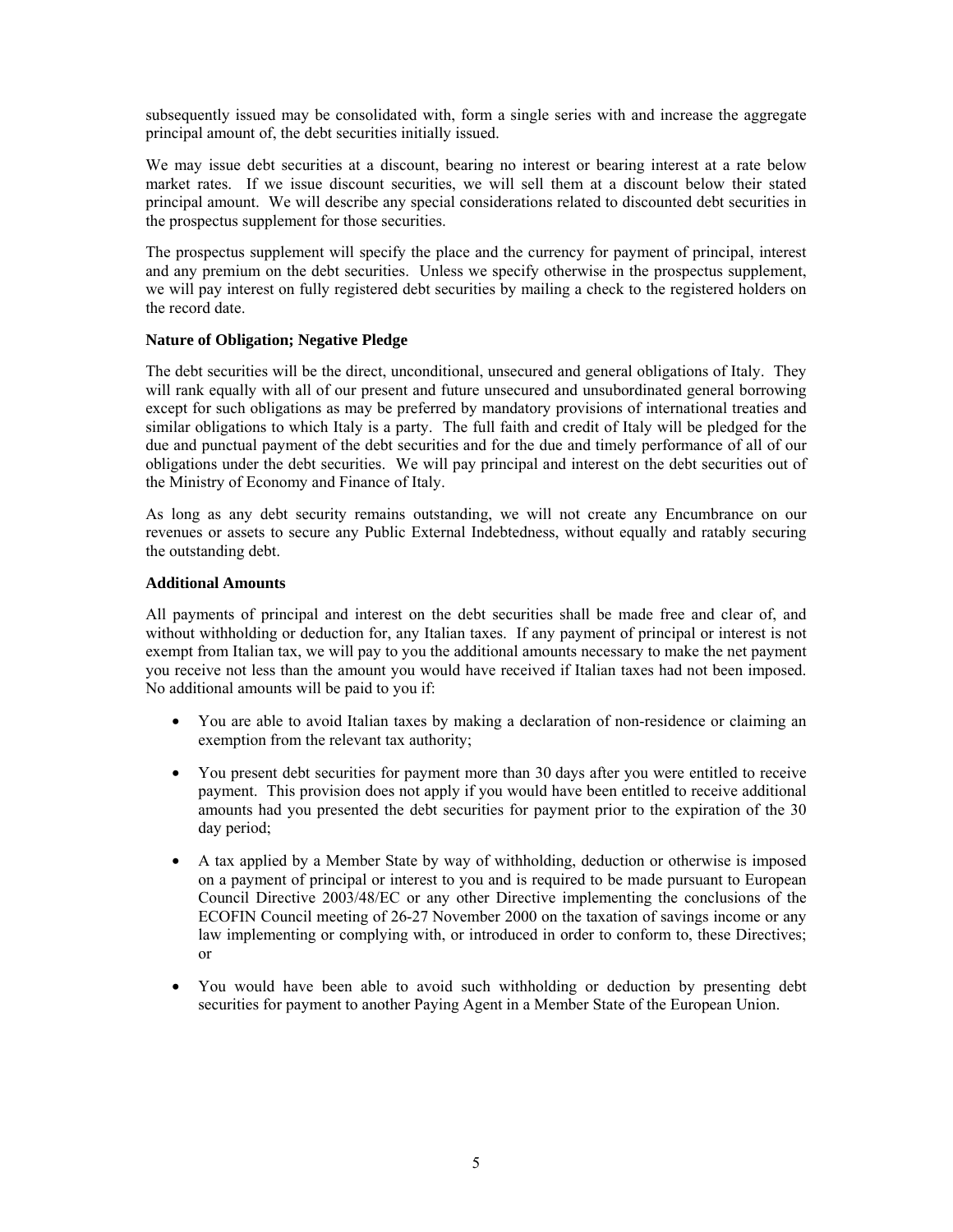subsequently issued may be consolidated with, form a single series with and increase the aggregate principal amount of, the debt securities initially issued.

We may issue debt securities at a discount, bearing no interest or bearing interest at a rate below market rates. If we issue discount securities, we will sell them at a discount below their stated principal amount. We will describe any special considerations related to discounted debt securities in the prospectus supplement for those securities.

The prospectus supplement will specify the place and the currency for payment of principal, interest and any premium on the debt securities. Unless we specify otherwise in the prospectus supplement, we will pay interest on fully registered debt securities by mailing a check to the registered holders on the record date.

**Nature of Obligation; Negative Pledge**

The debt securities will be the direct, unconditional, unsecured and general obligations of Italy. They will rank equally with all of our present and future unsecured and unsubordinated general borrowing except for such obligations as may be preferred by mandatory provisions of international treaties and similar obligations to which Italy is a party. The full faith and credit of Italy will be pledged for the due and punctual payment of the debt securities and for the due and timely performance of all of our obligations under the debt securities. We will pay principal and interest on the debt securities out of the Ministry of Economy and Finance of Italy.

As long as any debt security remains outstanding, we will not create any Encumbrance on our revenues or assets to secure any Public External Indebtedness, without equally and ratably securing the outstanding debt.

**Additional Amounts**

All payments of principal and interest on the debt securities shall be made free and clear of, and without withholding or deduction for, any Italian taxes. If any payment of principal or interest is not exempt from Italian tax, we will pay to you the additional amounts necessary to make the net payment you receive not less than the amount you would have received if Italian taxes had not been imposed. No additional amounts will be paid to you if:

- You are able to avoid Italian taxes by making a declaration of non-residence or claiming an exemption from the relevant tax authority;
- You present debt securities for payment more than 30 days after you were entitled to receive payment. This provision does not apply if you would have been entitled to receive additional amounts had you presented the debt securities for payment prior to the expiration of the 30 day period;
- A tax applied by a Member State by way of withholding, deduction or otherwise is imposed on a payment of principal or interest to you and is required to be made pursuant to European Council Directive 2003/48/EC or any other Directive implementing the conclusions of the ECOFIN Council meeting of 26-27 November 2000 on the taxation of savings income or any law implementing or complying with, or introduced in order to conform to, these Directives; or
- You would have been able to avoid such withholding or deduction by presenting debt securities for payment to another Paying Agent in a Member State of the European Union.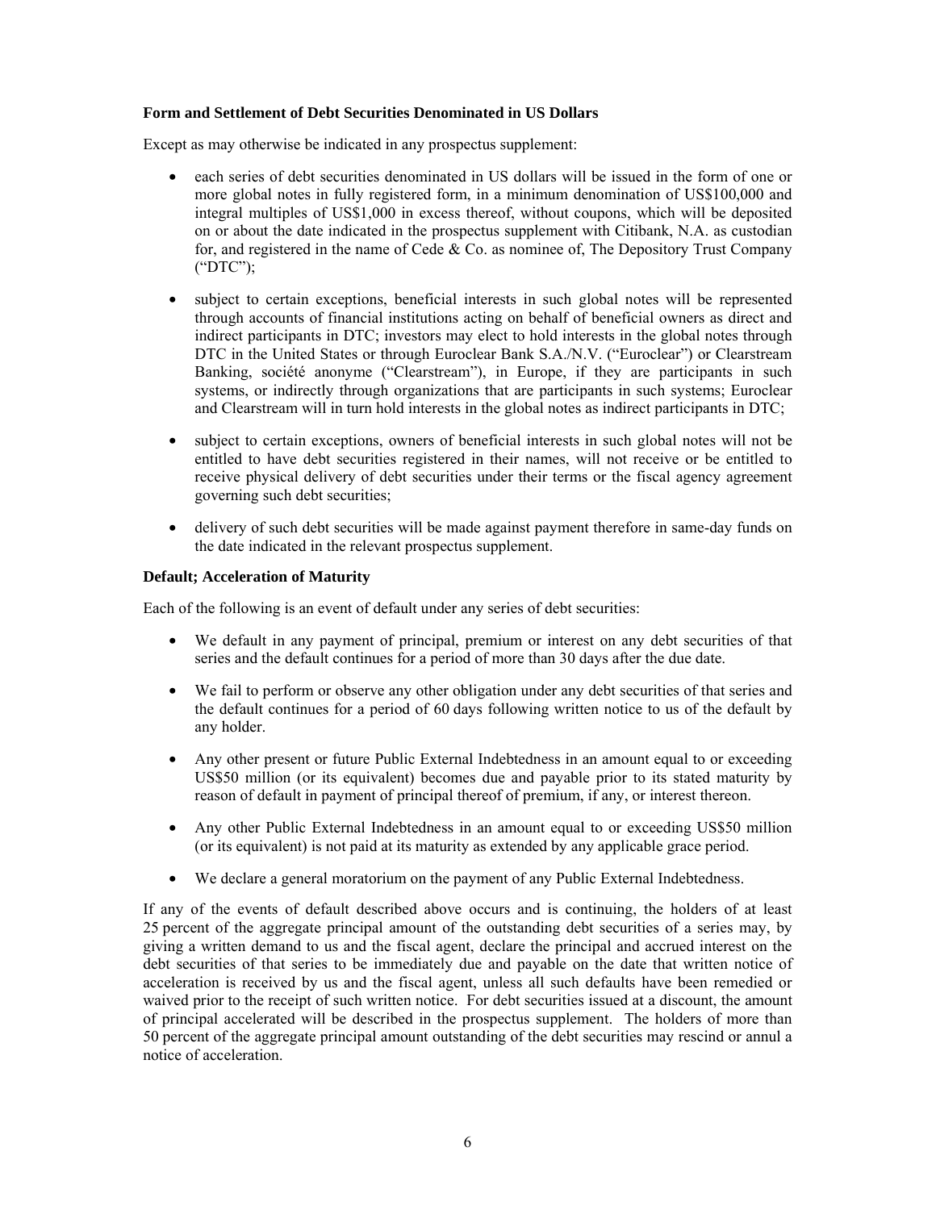**Form and Settlement of Debt Securities Denominated in US Dollars**

Except as may otherwise be indicated in any prospectus supplement:

- each series of debt securities denominated in US dollars will be issued in the form of one or more global notes in fully registered form, in a minimum denomination of US$100,000 and integral multiples of US$1,000 in excess thereof, without coupons, which will be deposited on or about the date indicated in the prospectus supplement with Citibank, N.A. as custodian for, and registered in the name of Cede & Co. as nominee of, The Depository Trust Company ("DTC");
- subject to certain exceptions, beneficial interests in such global notes will be represented through accounts of financial institutions acting on behalf of beneficial owners as direct and indirect participants in DTC; investors may elect to hold interests in the global notes through DTC in the United States or through Euroclear Bank S.A./N.V. ("Euroclear") or Clearstream Banking, société anonyme ("Clearstream"), in Europe, if they are participants in such systems, or indirectly through organizations that are participants in such systems; Euroclear and Clearstream will in turn hold interests in the global notes as indirect participants in DTC;
- subject to certain exceptions, owners of beneficial interests in such global notes will not be entitled to have debt securities registered in their names, will not receive or be entitled to receive physical delivery of debt securities under their terms or the fiscal agency agreement governing such debt securities;
- delivery of such debt securities will be made against payment therefore in same-day funds on the date indicated in the relevant prospectus supplement.

**Default; Acceleration of Maturity**

Each of the following is an event of default under any series of debt securities:

- We default in any payment of principal, premium or interest on any debt securities of that series and the default continues for a period of more than 30 days after the due date.
- We fail to perform or observe any other obligation under any debt securities of that series and the default continues for a period of 60 days following written notice to us of the default by any holder.
- Any other present or future Public External Indebtedness in an amount equal to or exceeding US$50 million (or its equivalent) becomes due and payable prior to its stated maturity by reason of default in payment of principal thereof of premium, if any, or interest thereon.
- Any other Public External Indebtedness in an amount equal to or exceeding US$50 million (or its equivalent) is not paid at its maturity as extended by any applicable grace period.
- We declare a general moratorium on the payment of any Public External Indebtedness.

If any of the events of default described above occurs and is continuing, the holders of at least 25 percent of the aggregate principal amount of the outstanding debt securities of a series may, by giving a written demand to us and the fiscal agent, declare the principal and accrued interest on the debt securities of that series to be immediately due and payable on the date that written notice of acceleration is received by us and the fiscal agent, unless all such defaults have been remedied or waived prior to the receipt of such written notice. For debt securities issued at a discount, the amount of principal accelerated will be described in the prospectus supplement. The holders of more than 50 percent of the aggregate principal amount outstanding of the debt securities may rescind or annul a notice of acceleration.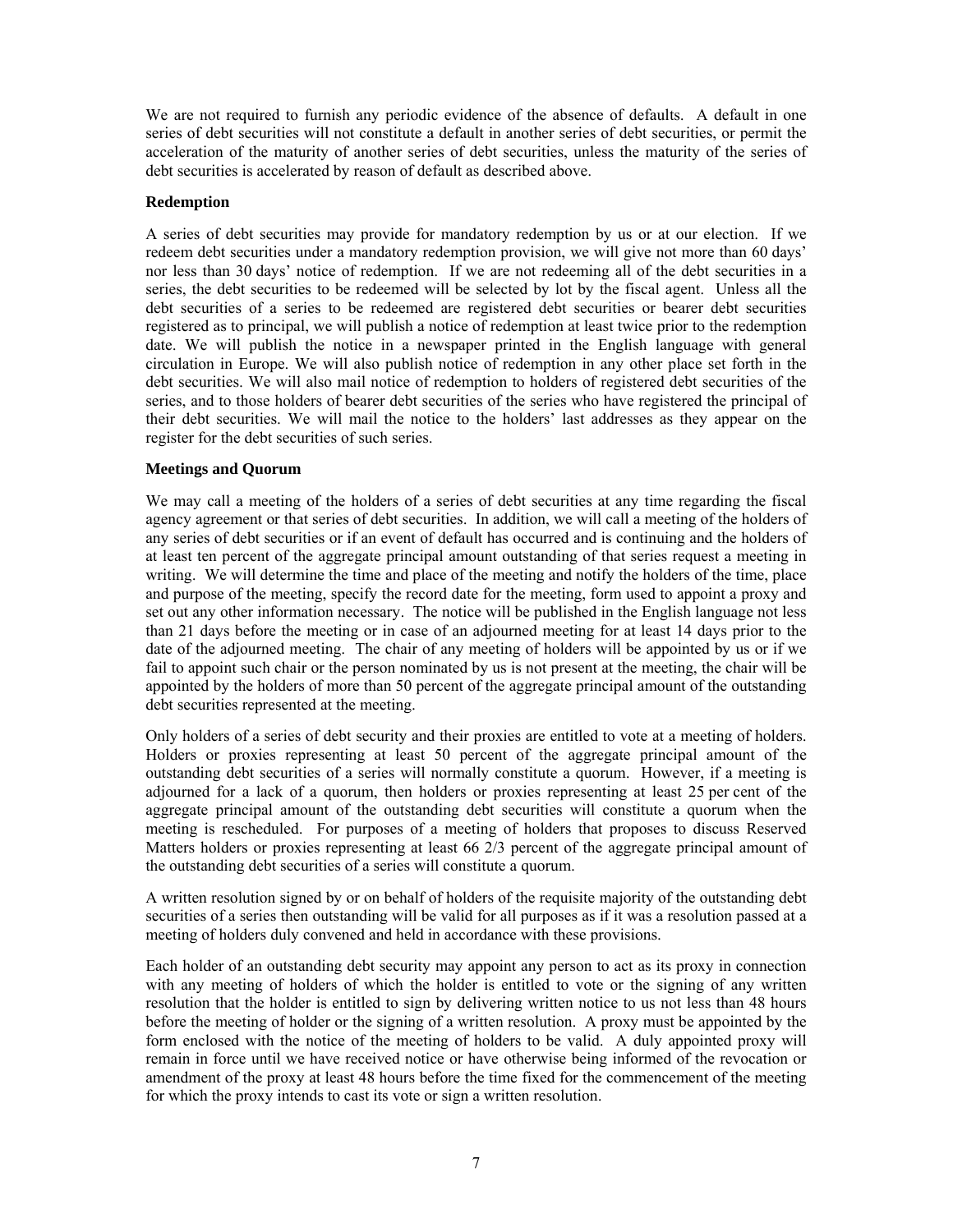We are not required to furnish any periodic evidence of the absence of defaults. A default in one series of debt securities will not constitute a default in another series of debt securities, or permit the acceleration of the maturity of another series of debt securities, unless the maturity of the series of debt securities is accelerated by reason of default as described above.

**Redemption**

A series of debt securities may provide for mandatory redemption by us or at our election. If we redeem debt securities under a mandatory redemption provision, we will give not more than 60 days' nor less than 30 days' notice of redemption. If we are not redeeming all of the debt securities in a series, the debt securities to be redeemed will be selected by lot by the fiscal agent. Unless all the debt securities of a series to be redeemed are registered debt securities or bearer debt securities registered as to principal, we will publish a notice of redemption at least twice prior to the redemption date. We will publish the notice in a newspaper printed in the English language with general circulation in Europe. We will also publish notice of redemption in any other place set forth in the debt securities. We will also mail notice of redemption to holders of registered debt securities of the series, and to those holders of bearer debt securities of the series who have registered the principal of their debt securities. We will mail the notice to the holders' last addresses as they appear on the register for the debt securities of such series.

**Meetings and Quorum**

We may call a meeting of the holders of a series of debt securities at any time regarding the fiscal agency agreement or that series of debt securities. In addition, we will call a meeting of the holders of any series of debt securities or if an event of default has occurred and is continuing and the holders of at least ten percent of the aggregate principal amount outstanding of that series request a meeting in writing. We will determine the time and place of the meeting and notify the holders of the time, place and purpose of the meeting, specify the record date for the meeting, form used to appoint a proxy and set out any other information necessary. The notice will be published in the English language not less than 21 days before the meeting or in case of an adjourned meeting for at least 14 days prior to the date of the adjourned meeting. The chair of any meeting of holders will be appointed by us or if we fail to appoint such chair or the person nominated by us is not present at the meeting, the chair will be appointed by the holders of more than 50 percent of the aggregate principal amount of the outstanding debt securities represented at the meeting.

Only holders of a series of debt security and their proxies are entitled to vote at a meeting of holders. Holders or proxies representing at least 50 percent of the aggregate principal amount of the outstanding debt securities of a series will normally constitute a quorum. However, if a meeting is adjourned for a lack of a quorum, then holders or proxies representing at least 25 per cent of the aggregate principal amount of the outstanding debt securities will constitute a quorum when the meeting is rescheduled. For purposes of a meeting of holders that proposes to discuss Reserved Matters holders or proxies representing at least 66 2/3 percent of the aggregate principal amount of the outstanding debt securities of a series will constitute a quorum.

A written resolution signed by or on behalf of holders of the requisite majority of the outstanding debt securities of a series then outstanding will be valid for all purposes as if it was a resolution passed at a meeting of holders duly convened and held in accordance with these provisions.

Each holder of an outstanding debt security may appoint any person to act as its proxy in connection with any meeting of holders of which the holder is entitled to vote or the signing of any written resolution that the holder is entitled to sign by delivering written notice to us not less than 48 hours before the meeting of holder or the signing of a written resolution. A proxy must be appointed by the form enclosed with the notice of the meeting of holders to be valid. A duly appointed proxy will remain in force until we have received notice or have otherwise being informed of the revocation or amendment of the proxy at least 48 hours before the time fixed for the commencement of the meeting for which the proxy intends to cast its vote or sign a written resolution.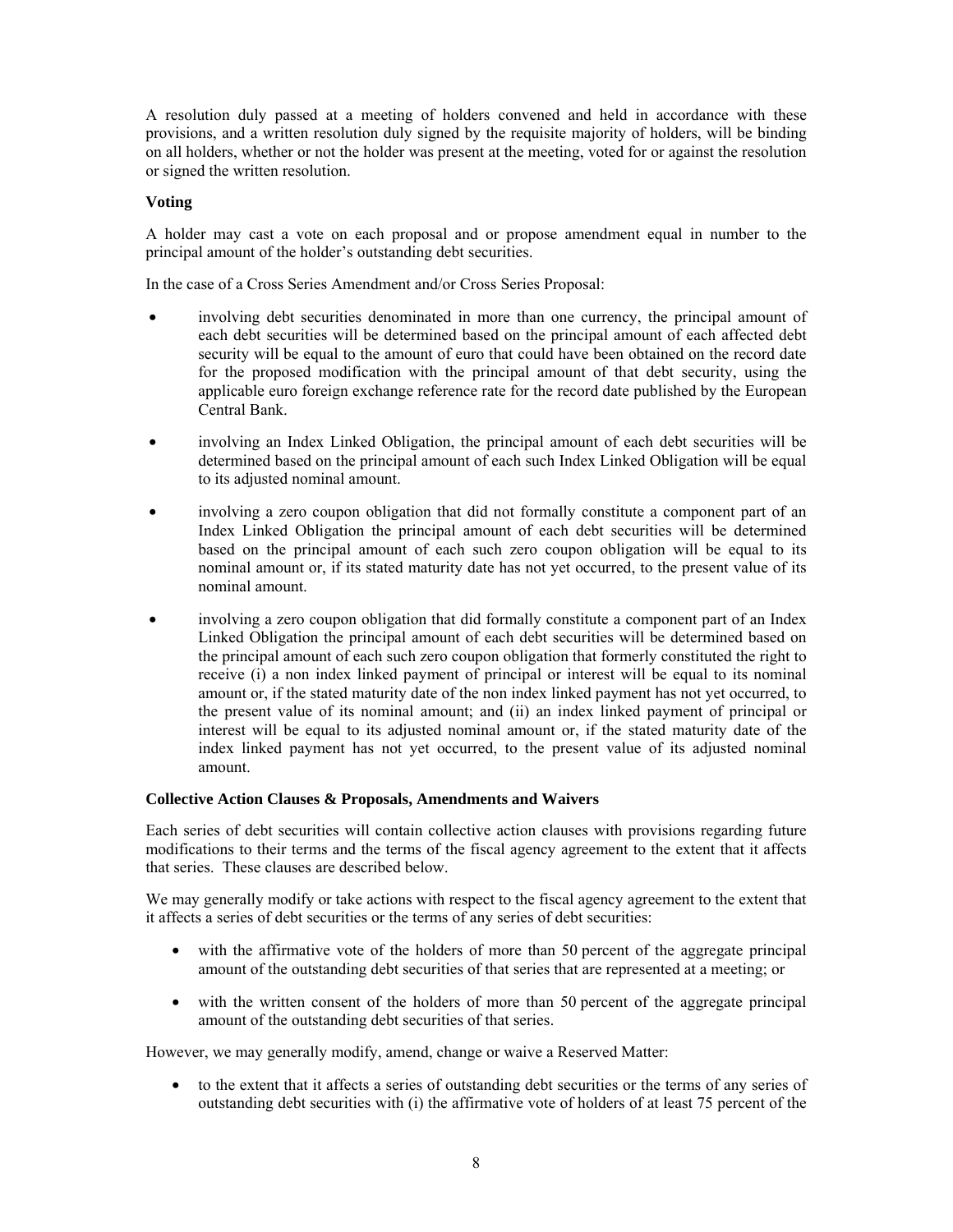A resolution duly passed at a meeting of holders convened and held in accordance with these provisions, and a written resolution duly signed by the requisite majority of holders, will be binding on all holders, whether or not the holder was present at the meeting, voted for or against the resolution or signed the written resolution.

**Voting**

A holder may cast a vote on each proposal and or propose amendment equal in number to the principal amount of the holder's outstanding debt securities.

In the case of a Cross Series Amendment and/or Cross Series Proposal:

- involving debt securities denominated in more than one currency, the principal amount of each debt securities will be determined based on the principal amount of each affected debt security will be equal to the amount of euro that could have been obtained on the record date for the proposed modification with the principal amount of that debt security, using the applicable euro foreign exchange reference rate for the record date published by the European Central Bank.
- involving an Index Linked Obligation, the principal amount of each debt securities will be determined based on the principal amount of each such Index Linked Obligation will be equal to its adjusted nominal amount.
- involving a zero coupon obligation that did not formally constitute a component part of an Index Linked Obligation the principal amount of each debt securities will be determined based on the principal amount of each such zero coupon obligation will be equal to its nominal amount or, if its stated maturity date has not yet occurred, to the present value of its nominal amount.
- involving a zero coupon obligation that did formally constitute a component part of an Index Linked Obligation the principal amount of each debt securities will be determined based on the principal amount of each such zero coupon obligation that formerly constituted the right to receive (i) a non index linked payment of principal or interest will be equal to its nominal amount or, if the stated maturity date of the non index linked payment has not yet occurred, to the present value of its nominal amount; and (ii) an index linked payment of principal or interest will be equal to its adjusted nominal amount or, if the stated maturity date of the index linked payment has not yet occurred, to the present value of its adjusted nominal amount.

**Collective Action Clauses & Proposals, Amendments and Waivers**

Each series of debt securities will contain collective action clauses with provisions regarding future modifications to their terms and the terms of the fiscal agency agreement to the extent that it affects that series. These clauses are described below.

We may generally modify or take actions with respect to the fiscal agency agreement to the extent that it affects a series of debt securities or the terms of any series of debt securities:

- with the affirmative vote of the holders of more than 50 percent of the aggregate principal amount of the outstanding debt securities of that series that are represented at a meeting; or
- with the written consent of the holders of more than 50 percent of the aggregate principal amount of the outstanding debt securities of that series.

However, we may generally modify, amend, change or waive a Reserved Matter:

- to the extent that it affects a series of outstanding debt securities or the terms of any series of outstanding debt securities with (i) the affirmative vote of holders of at least 75 percent of the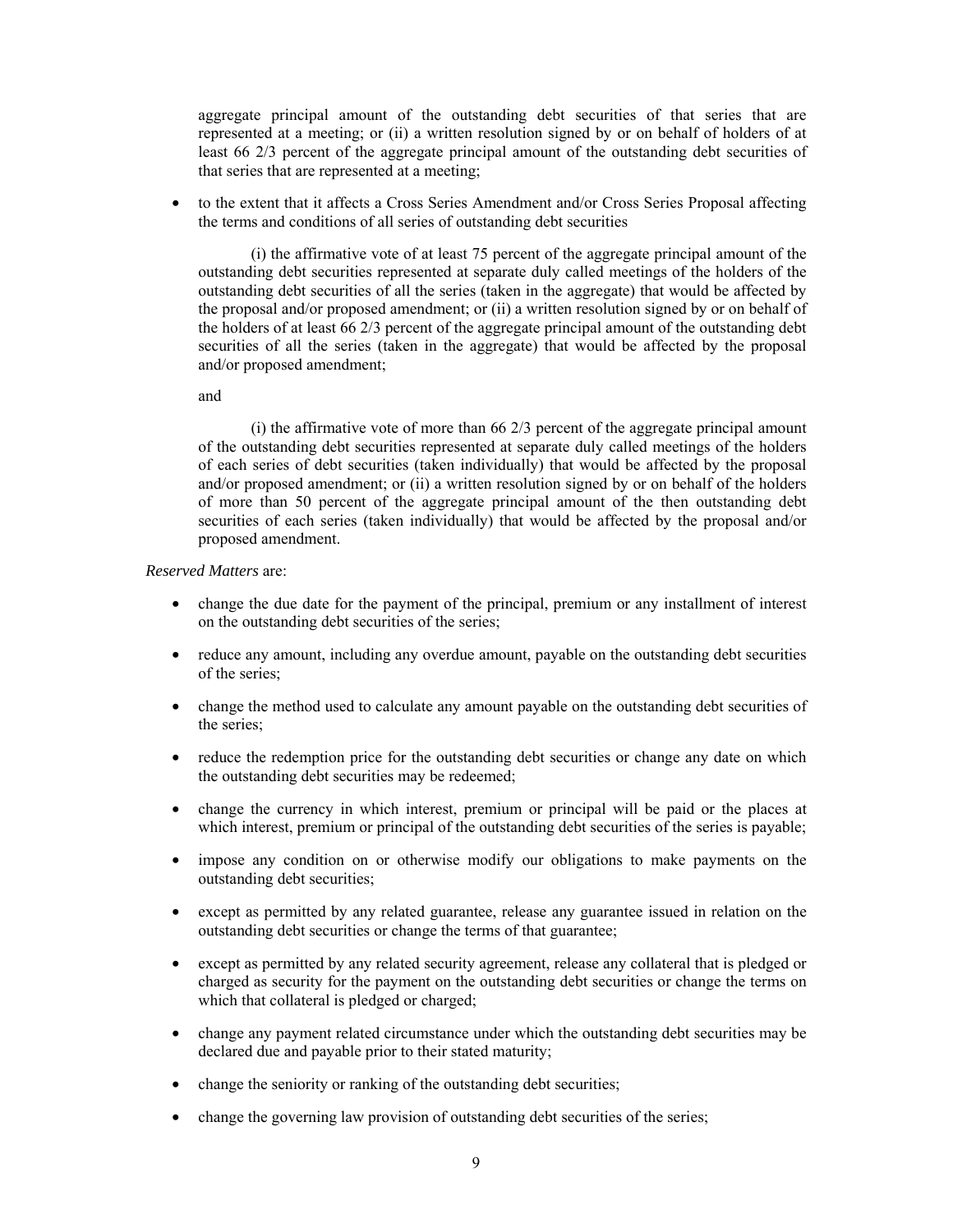aggregate principal amount of the outstanding debt securities of that series that are represented at a meeting; or (ii) a written resolution signed by or on behalf of holders of at least 66 2/3 percent of the aggregate principal amount of the outstanding debt securities of that series that are represented at a meeting;

- to the extent that it affects a Cross Series Amendment and/or Cross Series Proposal affecting the terms and conditions of all series of outstanding debt securities

  (i) the affirmative vote of at least 75 percent of the aggregate principal amount of the outstanding debt securities represented at separate duly called meetings of the holders of the outstanding debt securities of all the series (taken in the aggregate) that would be affected by the proposal and/or proposed amendment; or (ii) a written resolution signed by or on behalf of the holders of at least 66 2/3 percent of the aggregate principal amount of the outstanding debt securities of all the series (taken in the aggregate) that would be affected by the proposal and/or proposed amendment;

  and

  (i) the affirmative vote of more than 66 2/3 percent of the aggregate principal amount of the outstanding debt securities represented at separate duly called meetings of the holders of each series of debt securities (taken individually) that would be affected by the proposal and/or proposed amendment; or (ii) a written resolution signed by or on behalf of the holders of more than 50 percent of the aggregate principal amount of the then outstanding debt securities of each series (taken individually) that would be affected by the proposal and/or proposed amendment.

*Reserved Matters* are:

- change the due date for the payment of the principal, premium or any installment of interest on the outstanding debt securities of the series;
- reduce any amount, including any overdue amount, payable on the outstanding debt securities of the series;
- change the method used to calculate any amount payable on the outstanding debt securities of the series;
- reduce the redemption price for the outstanding debt securities or change any date on which the outstanding debt securities may be redeemed;
- change the currency in which interest, premium or principal will be paid or the places at which interest, premium or principal of the outstanding debt securities of the series is payable;
- impose any condition on or otherwise modify our obligations to make payments on the outstanding debt securities;
- except as permitted by any related guarantee, release any guarantee issued in relation on the outstanding debt securities or change the terms of that guarantee;
- except as permitted by any related security agreement, release any collateral that is pledged or charged as security for the payment on the outstanding debt securities or change the terms on which that collateral is pledged or charged;
- change any payment related circumstance under which the outstanding debt securities may be declared due and payable prior to their stated maturity;
- change the seniority or ranking of the outstanding debt securities;
- change the governing law provision of outstanding debt securities of the series;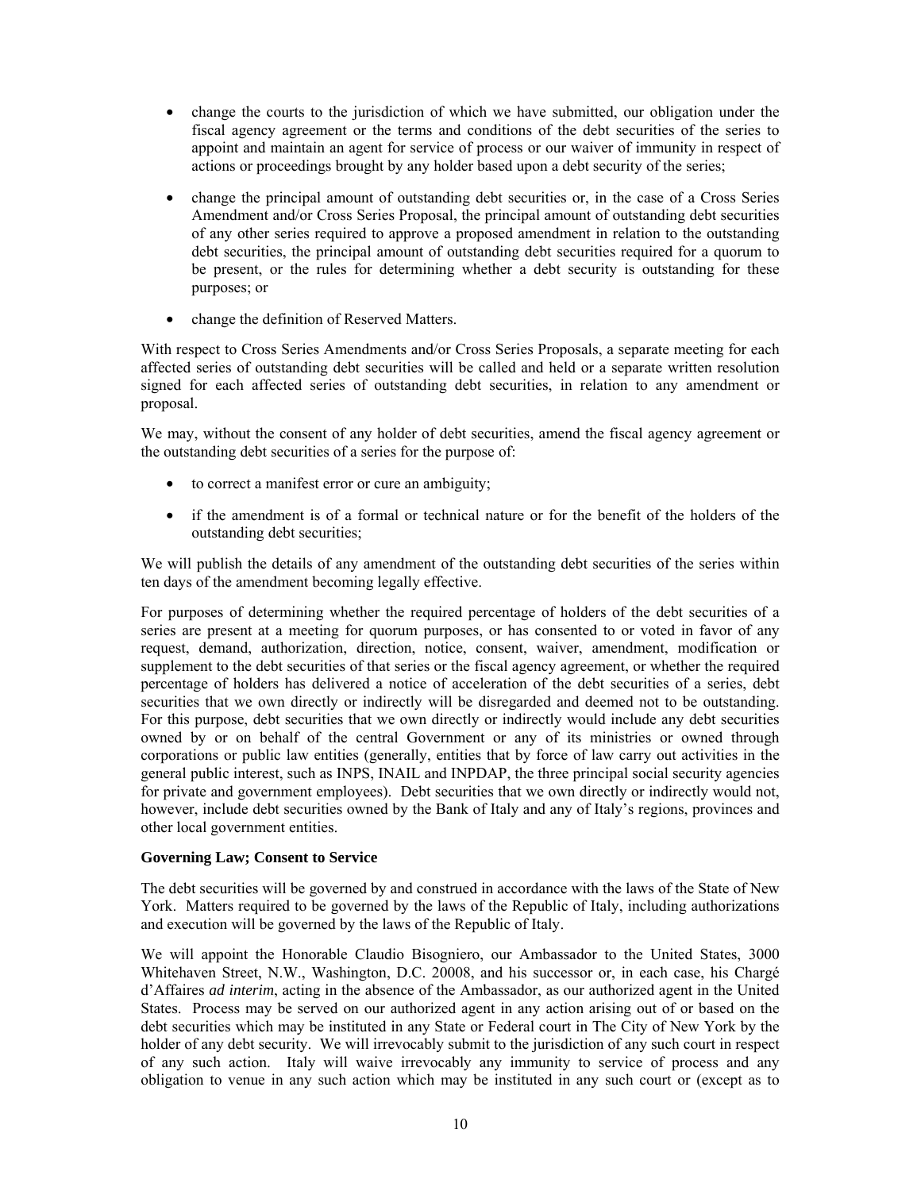- change the courts to the jurisdiction of which we have submitted, our obligation under the fiscal agency agreement or the terms and conditions of the debt securities of the series to appoint and maintain an agent for service of process or our waiver of immunity in respect of actions or proceedings brought by any holder based upon a debt security of the series;
- change the principal amount of outstanding debt securities or, in the case of a Cross Series Amendment and/or Cross Series Proposal, the principal amount of outstanding debt securities of any other series required to approve a proposed amendment in relation to the outstanding debt securities, the principal amount of outstanding debt securities required for a quorum to be present, or the rules for determining whether a debt security is outstanding for these purposes; or
- change the definition of Reserved Matters.

With respect to Cross Series Amendments and/or Cross Series Proposals, a separate meeting for each affected series of outstanding debt securities will be called and held or a separate written resolution signed for each affected series of outstanding debt securities, in relation to any amendment or proposal.

We may, without the consent of any holder of debt securities, amend the fiscal agency agreement or the outstanding debt securities of a series for the purpose of:

- to correct a manifest error or cure an ambiguity;
- if the amendment is of a formal or technical nature or for the benefit of the holders of the outstanding debt securities;

We will publish the details of any amendment of the outstanding debt securities of the series within ten days of the amendment becoming legally effective.

For purposes of determining whether the required percentage of holders of the debt securities of a series are present at a meeting for quorum purposes, or has consented to or voted in favor of any request, demand, authorization, direction, notice, consent, waiver, amendment, modification or supplement to the debt securities of that series or the fiscal agency agreement, or whether the required percentage of holders has delivered a notice of acceleration of the debt securities of a series, debt securities that we own directly or indirectly will be disregarded and deemed not to be outstanding. For this purpose, debt securities that we own directly or indirectly would include any debt securities owned by or on behalf of the central Government or any of its ministries or owned through corporations or public law entities (generally, entities that by force of law carry out activities in the general public interest, such as INPS, INAIL and INPDAP, the three principal social security agencies for private and government employees). Debt securities that we own directly or indirectly would not, however, include debt securities owned by the Bank of Italy and any of Italy's regions, provinces and other local government entities.

**Governing Law; Consent to Service**

The debt securities will be governed by and construed in accordance with the laws of the State of New York. Matters required to be governed by the laws of the Republic of Italy, including authorizations and execution will be governed by the laws of the Republic of Italy.

We will appoint the Honorable Claudio Bisogniero, our Ambassador to the United States, 3000 Whitehaven Street, N.W., Washington, D.C. 20008, and his successor or, in each case, his Chargé d'Affaires *ad interim*, acting in the absence of the Ambassador, as our authorized agent in the United States. Process may be served on our authorized agent in any action arising out of or based on the debt securities which may be instituted in any State or Federal court in The City of New York by the holder of any debt security. We will irrevocably submit to the jurisdiction of any such court in respect of any such action. Italy will waive irrevocably any immunity to service of process and any obligation to venue in any such action which may be instituted in any such court or (except as to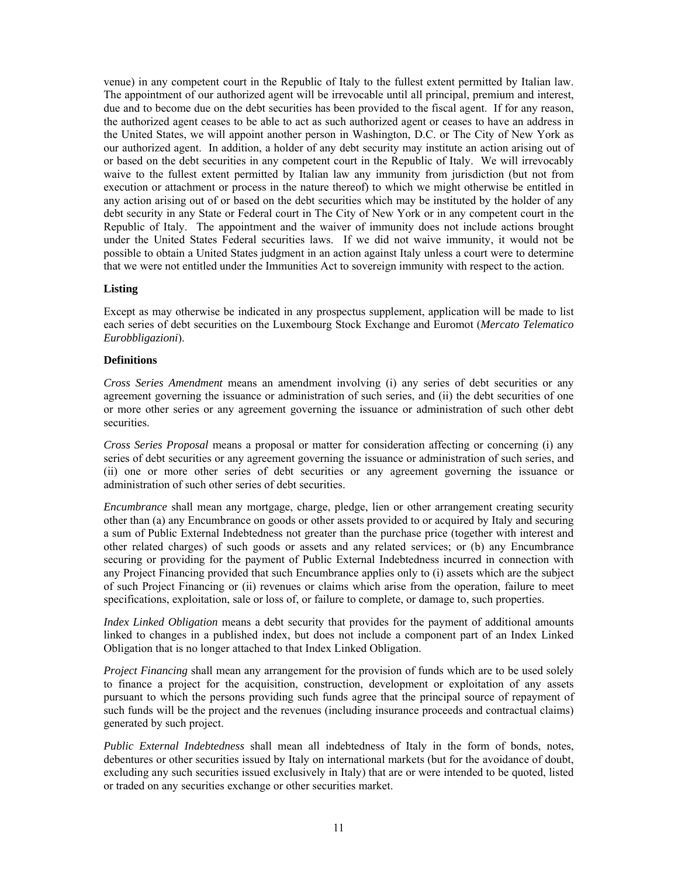venue) in any competent court in the Republic of Italy to the fullest extent permitted by Italian law. The appointment of our authorized agent will be irrevocable until all principal, premium and interest, due and to become due on the debt securities has been provided to the fiscal agent. If for any reason, the authorized agent ceases to be able to act as such authorized agent or ceases to have an address in the United States, we will appoint another person in Washington, D.C. or The City of New York as our authorized agent. In addition, a holder of any debt security may institute an action arising out of or based on the debt securities in any competent court in the Republic of Italy. We will irrevocably waive to the fullest extent permitted by Italian law any immunity from jurisdiction (but not from execution or attachment or process in the nature thereof) to which we might otherwise be entitled in any action arising out of or based on the debt securities which may be instituted by the holder of any debt security in any State or Federal court in The City of New York or in any competent court in the Republic of Italy. The appointment and the waiver of immunity does not include actions brought under the United States Federal securities laws. If we did not waive immunity, it would not be possible to obtain a United States judgment in an action against Italy unless a court were to determine that we were not entitled under the Immunities Act to sovereign immunity with respect to the action.

**Listing**

Except as may otherwise be indicated in any prospectus supplement, application will be made to list each series of debt securities on the Luxembourg Stock Exchange and Euromot (*Mercato Telematico Eurobbligazioni*).

**Definitions**

*Cross Series Amendment* means an amendment involving (i) any series of debt securities or any agreement governing the issuance or administration of such series, and (ii) the debt securities of one or more other series or any agreement governing the issuance or administration of such other debt securities.

*Cross Series Proposal* means a proposal or matter for consideration affecting or concerning (i) any series of debt securities or any agreement governing the issuance or administration of such series, and (ii) one or more other series of debt securities or any agreement governing the issuance or administration of such other series of debt securities.

*Encumbrance* shall mean any mortgage, charge, pledge, lien or other arrangement creating security other than (a) any Encumbrance on goods or other assets provided to or acquired by Italy and securing a sum of Public External Indebtedness not greater than the purchase price (together with interest and other related charges) of such goods or assets and any related services; or (b) any Encumbrance securing or providing for the payment of Public External Indebtedness incurred in connection with any Project Financing provided that such Encumbrance applies only to (i) assets which are the subject of such Project Financing or (ii) revenues or claims which arise from the operation, failure to meet specifications, exploitation, sale or loss of, or failure to complete, or damage to, such properties.

*Index Linked Obligation* means a debt security that provides for the payment of additional amounts linked to changes in a published index, but does not include a component part of an Index Linked Obligation that is no longer attached to that Index Linked Obligation.

*Project Financing* shall mean any arrangement for the provision of funds which are to be used solely to finance a project for the acquisition, construction, development or exploitation of any assets pursuant to which the persons providing such funds agree that the principal source of repayment of such funds will be the project and the revenues (including insurance proceeds and contractual claims) generated by such project.

*Public External Indebtedness* shall mean all indebtedness of Italy in the form of bonds, notes, debentures or other securities issued by Italy on international markets (but for the avoidance of doubt, excluding any such securities issued exclusively in Italy) that are or were intended to be quoted, listed or traded on any securities exchange or other securities market.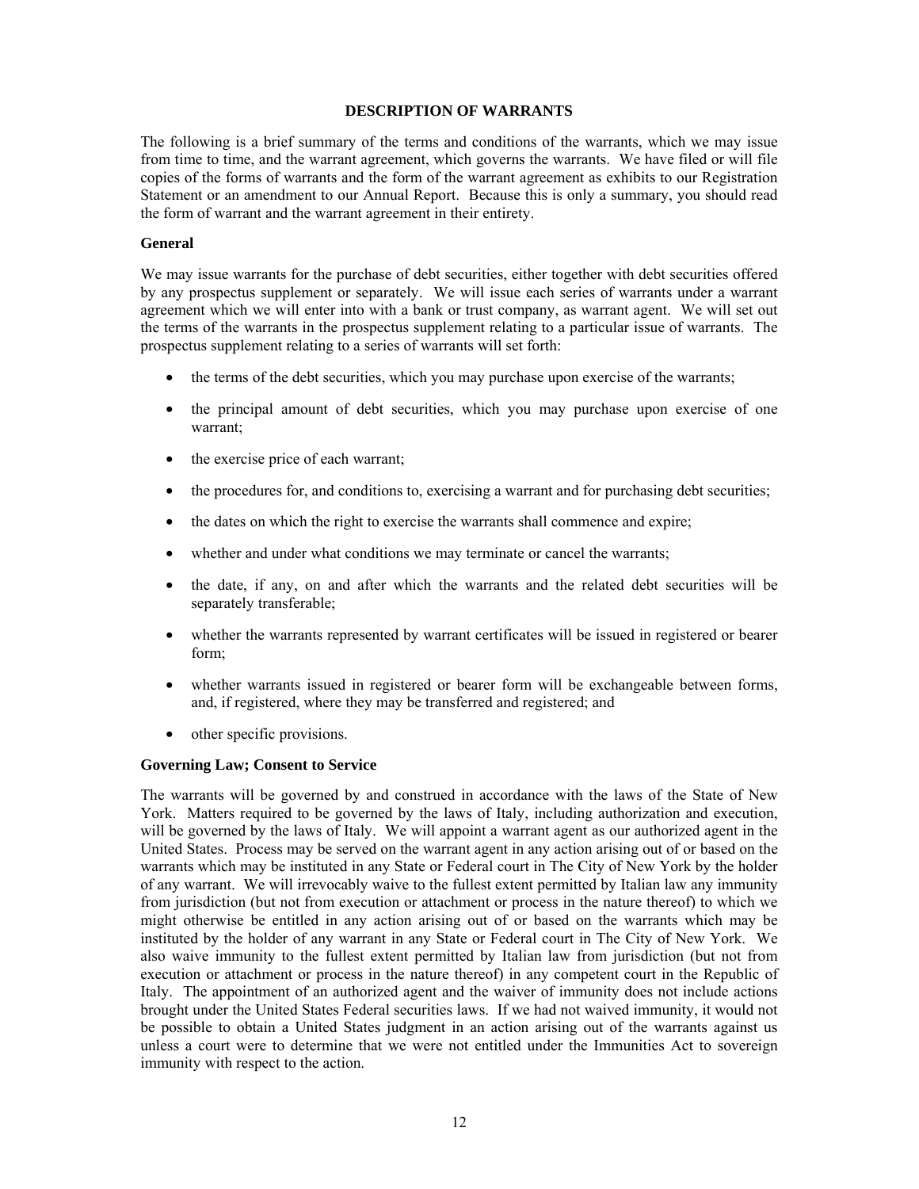## DESCRIPTION OF WARRANTS

The following is a brief summary of the terms and conditions of the warrants, which we may issue from time to time, and the warrant agreement, which governs the warrants. We have filed or will file copies of the forms of warrants and the form of the warrant agreement as exhibits to our Registration Statement or an amendment to our Annual Report. Because this is only a summary, you should read the form of warrant and the warrant agreement in their entirety.

### General

We may issue warrants for the purchase of debt securities, either together with debt securities offered by any prospectus supplement or separately. We will issue each series of warrants under a warrant agreement which we will enter into with a bank or trust company, as warrant agent. We will set out the terms of the warrants in the prospectus supplement relating to a particular issue of warrants. The prospectus supplement relating to a series of warrants will set forth:

- the terms of the debt securities, which you may purchase upon exercise of the warrants;
- the principal amount of debt securities, which you may purchase upon exercise of one warrant;
- the exercise price of each warrant;
- the procedures for, and conditions to, exercising a warrant and for purchasing debt securities;
- the dates on which the right to exercise the warrants shall commence and expire;
- whether and under what conditions we may terminate or cancel the warrants;
- the date, if any, on and after which the warrants and the related debt securities will be separately transferable;
- whether the warrants represented by warrant certificates will be issued in registered or bearer form;
- whether warrants issued in registered or bearer form will be exchangeable between forms, and, if registered, where they may be transferred and registered; and
- other specific provisions.

### Governing Law; Consent to Service

The warrants will be governed by and construed in accordance with the laws of the State of New York. Matters required to be governed by the laws of Italy, including authorization and execution, will be governed by the laws of Italy. We will appoint a warrant agent as our authorized agent in the United States. Process may be served on the warrant agent in any action arising out of or based on the warrants which may be instituted in any State or Federal court in The City of New York by the holder of any warrant. We will irrevocably waive to the fullest extent permitted by Italian law any immunity from jurisdiction (but not from execution or attachment or process in the nature thereof) to which we might otherwise be entitled in any action arising out of or based on the warrants which may be instituted by the holder of any warrant in any State or Federal court in The City of New York. We also waive immunity to the fullest extent permitted by Italian law from jurisdiction (but not from execution or attachment or process in the nature thereof) in any competent court in the Republic of Italy. The appointment of an authorized agent and the waiver of immunity does not include actions brought under the United States Federal securities laws. If we had not waived immunity, it would not be possible to obtain a United States judgment in an action arising out of the warrants against us unless a court were to determine that we were not entitled under the Immunities Act to sovereign immunity with respect to the action.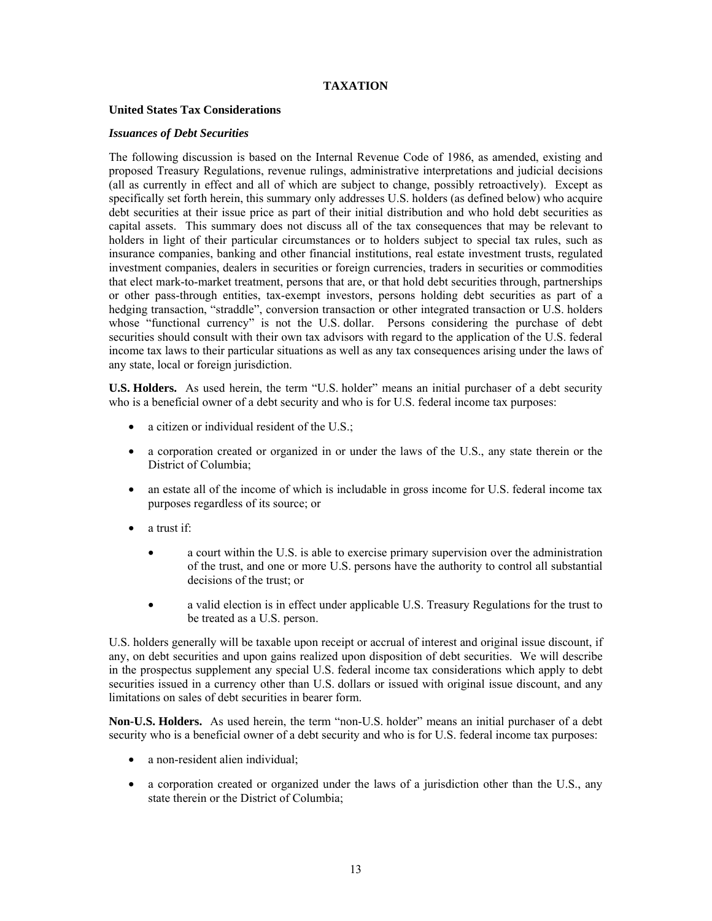# TAXATION

## United States Tax Considerations

### *Issuances of Debt Securities*

The following discussion is based on the Internal Revenue Code of 1986, as amended, existing and proposed Treasury Regulations, revenue rulings, administrative interpretations and judicial decisions (all as currently in effect and all of which are subject to change, possibly retroactively). Except as specifically set forth herein, this summary only addresses U.S. holders (as defined below) who acquire debt securities at their issue price as part of their initial distribution and who hold debt securities as capital assets. This summary does not discuss all of the tax consequences that may be relevant to holders in light of their particular circumstances or to holders subject to special tax rules, such as insurance companies, banking and other financial institutions, real estate investment trusts, regulated investment companies, dealers in securities or foreign currencies, traders in securities or commodities that elect mark-to-market treatment, persons that are, or that hold debt securities through, partnerships or other pass-through entities, tax-exempt investors, persons holding debt securities as part of a hedging transaction, "straddle", conversion transaction or other integrated transaction or U.S. holders whose "functional currency" is not the U.S. dollar. Persons considering the purchase of debt securities should consult with their own tax advisors with regard to the application of the U.S. federal income tax laws to their particular situations as well as any tax consequences arising under the laws of any state, local or foreign jurisdiction.

**U.S. Holders.** As used herein, the term "U.S. holder" means an initial purchaser of a debt security who is a beneficial owner of a debt security and who is for U.S. federal income tax purposes:

- a citizen or individual resident of the U.S.;
- a corporation created or organized in or under the laws of the U.S., any state therein or the District of Columbia;
- an estate all of the income of which is includable in gross income for U.S. federal income tax purposes regardless of its source; or
- a trust if:
    - a court within the U.S. is able to exercise primary supervision over the administration of the trust, and one or more U.S. persons have the authority to control all substantial decisions of the trust; or
    - a valid election is in effect under applicable U.S. Treasury Regulations for the trust to be treated as a U.S. person.

U.S. holders generally will be taxable upon receipt or accrual of interest and original issue discount, if any, on debt securities and upon gains realized upon disposition of debt securities. We will describe in the prospectus supplement any special U.S. federal income tax considerations which apply to debt securities issued in a currency other than U.S. dollars or issued with original issue discount, and any limitations on sales of debt securities in bearer form.

**Non-U.S. Holders.** As used herein, the term "non-U.S. holder" means an initial purchaser of a debt security who is a beneficial owner of a debt security and who is for U.S. federal income tax purposes:

- a non-resident alien individual;
- a corporation created or organized under the laws of a jurisdiction other than the U.S., any state therein or the District of Columbia;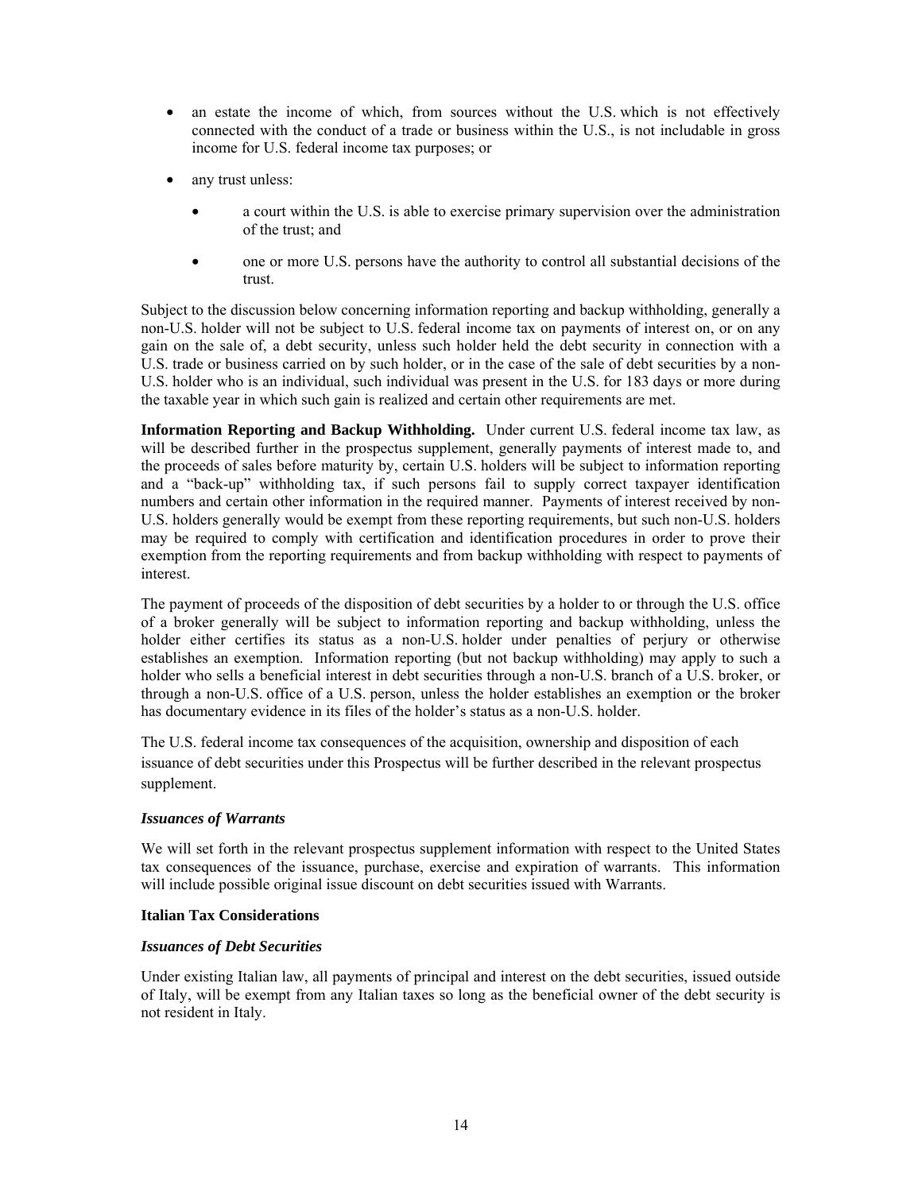- an estate the income of which, from sources without the U.S. which is not effectively connected with the conduct of a trade or business within the U.S., is not includable in gross income for U.S. federal income tax purposes; or
- any trust unless:
  - a court within the U.S. is able to exercise primary supervision over the administration of the trust; and
  - one or more U.S. persons have the authority to control all substantial decisions of the trust.

Subject to the discussion below concerning information reporting and backup withholding, generally a non-U.S. holder will not be subject to U.S. federal income tax on payments of interest on, or on any gain on the sale of, a debt security, unless such holder held the debt security in connection with a U.S. trade or business carried on by such holder, or in the case of the sale of debt securities by a non-U.S. holder who is an individual, such individual was present in the U.S. for 183 days or more during the taxable year in which such gain is realized and certain other requirements are met.

**Information Reporting and Backup Withholding.** Under current U.S. federal income tax law, as will be described further in the prospectus supplement, generally payments of interest made to, and the proceeds of sales before maturity by, certain U.S. holders will be subject to information reporting and a "back-up" withholding tax, if such persons fail to supply correct taxpayer identification numbers and certain other information in the required manner. Payments of interest received by non-U.S. holders generally would be exempt from these reporting requirements, but such non-U.S. holders may be required to comply with certification and identification procedures in order to prove their exemption from the reporting requirements and from backup withholding with respect to payments of interest.

The payment of proceeds of the disposition of debt securities by a holder to or through the U.S. office of a broker generally will be subject to information reporting and backup withholding, unless the holder either certifies its status as a non-U.S. holder under penalties of perjury or otherwise establishes an exemption. Information reporting (but not backup withholding) may apply to such a holder who sells a beneficial interest in debt securities through a non-U.S. branch of a U.S. broker, or through a non-U.S. office of a U.S. person, unless the holder establishes an exemption or the broker has documentary evidence in its files of the holder's status as a non-U.S. holder.

The U.S. federal income tax consequences of the acquisition, ownership and disposition of each issuance of debt securities under this Prospectus will be further described in the relevant prospectus supplement.

***Issuances of Warrants***

We will set forth in the relevant prospectus supplement information with respect to the United States tax consequences of the issuance, purchase, exercise and expiration of warrants. This information will include possible original issue discount on debt securities issued with Warrants.

**Italian Tax Considerations**

***Issuances of Debt Securities***

Under existing Italian law, all payments of principal and interest on the debt securities, issued outside of Italy, will be exempt from any Italian taxes so long as the beneficial owner of the debt security is not resident in Italy.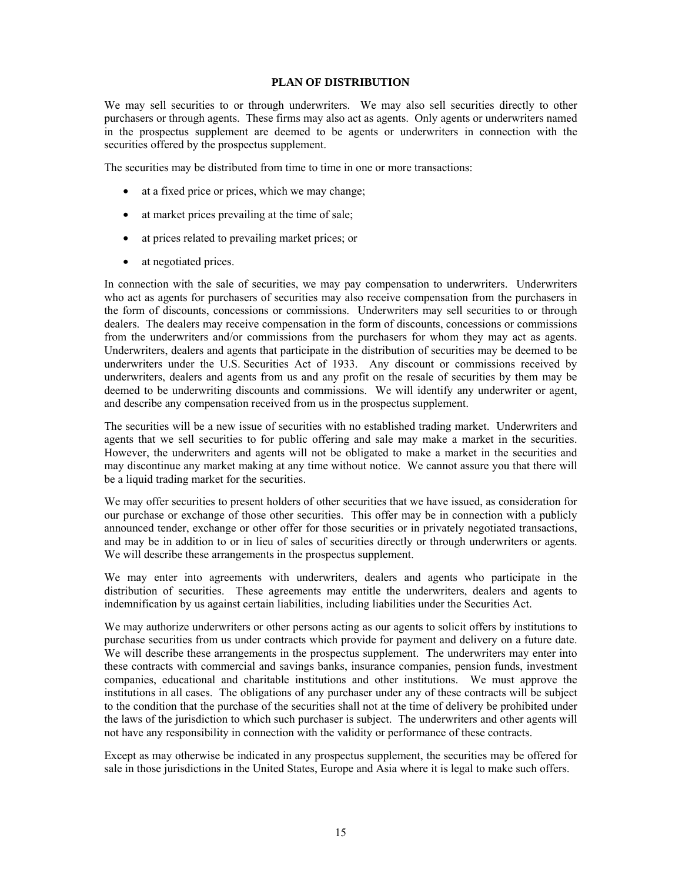## PLAN OF DISTRIBUTION

We may sell securities to or through underwriters. We may also sell securities directly to other purchasers or through agents. These firms may also act as agents. Only agents or underwriters named in the prospectus supplement are deemed to be agents or underwriters in connection with the securities offered by the prospectus supplement.

The securities may be distributed from time to time in one or more transactions:

- at a fixed price or prices, which we may change;
- at market prices prevailing at the time of sale;
- at prices related to prevailing market prices; or
- at negotiated prices.

In connection with the sale of securities, we may pay compensation to underwriters. Underwriters who act as agents for purchasers of securities may also receive compensation from the purchasers in the form of discounts, concessions or commissions. Underwriters may sell securities to or through dealers. The dealers may receive compensation in the form of discounts, concessions or commissions from the underwriters and/or commissions from the purchasers for whom they may act as agents. Underwriters, dealers and agents that participate in the distribution of securities may be deemed to be underwriters under the U.S. Securities Act of 1933. Any discount or commissions received by underwriters, dealers and agents from us and any profit on the resale of securities by them may be deemed to be underwriting discounts and commissions. We will identify any underwriter or agent, and describe any compensation received from us in the prospectus supplement.

The securities will be a new issue of securities with no established trading market. Underwriters and agents that we sell securities to for public offering and sale may make a market in the securities. However, the underwriters and agents will not be obligated to make a market in the securities and may discontinue any market making at any time without notice. We cannot assure you that there will be a liquid trading market for the securities.

We may offer securities to present holders of other securities that we have issued, as consideration for our purchase or exchange of those other securities. This offer may be in connection with a publicly announced tender, exchange or other offer for those securities or in privately negotiated transactions, and may be in addition to or in lieu of sales of securities directly or through underwriters or agents. We will describe these arrangements in the prospectus supplement.

We may enter into agreements with underwriters, dealers and agents who participate in the distribution of securities. These agreements may entitle the underwriters, dealers and agents to indemnification by us against certain liabilities, including liabilities under the Securities Act.

We may authorize underwriters or other persons acting as our agents to solicit offers by institutions to purchase securities from us under contracts which provide for payment and delivery on a future date. We will describe these arrangements in the prospectus supplement. The underwriters may enter into these contracts with commercial and savings banks, insurance companies, pension funds, investment companies, educational and charitable institutions and other institutions. We must approve the institutions in all cases. The obligations of any purchaser under any of these contracts will be subject to the condition that the purchase of the securities shall not at the time of delivery be prohibited under the laws of the jurisdiction to which such purchaser is subject. The underwriters and other agents will not have any responsibility in connection with the validity or performance of these contracts.

Except as may otherwise be indicated in any prospectus supplement, the securities may be offered for sale in those jurisdictions in the United States, Europe and Asia where it is legal to make such offers.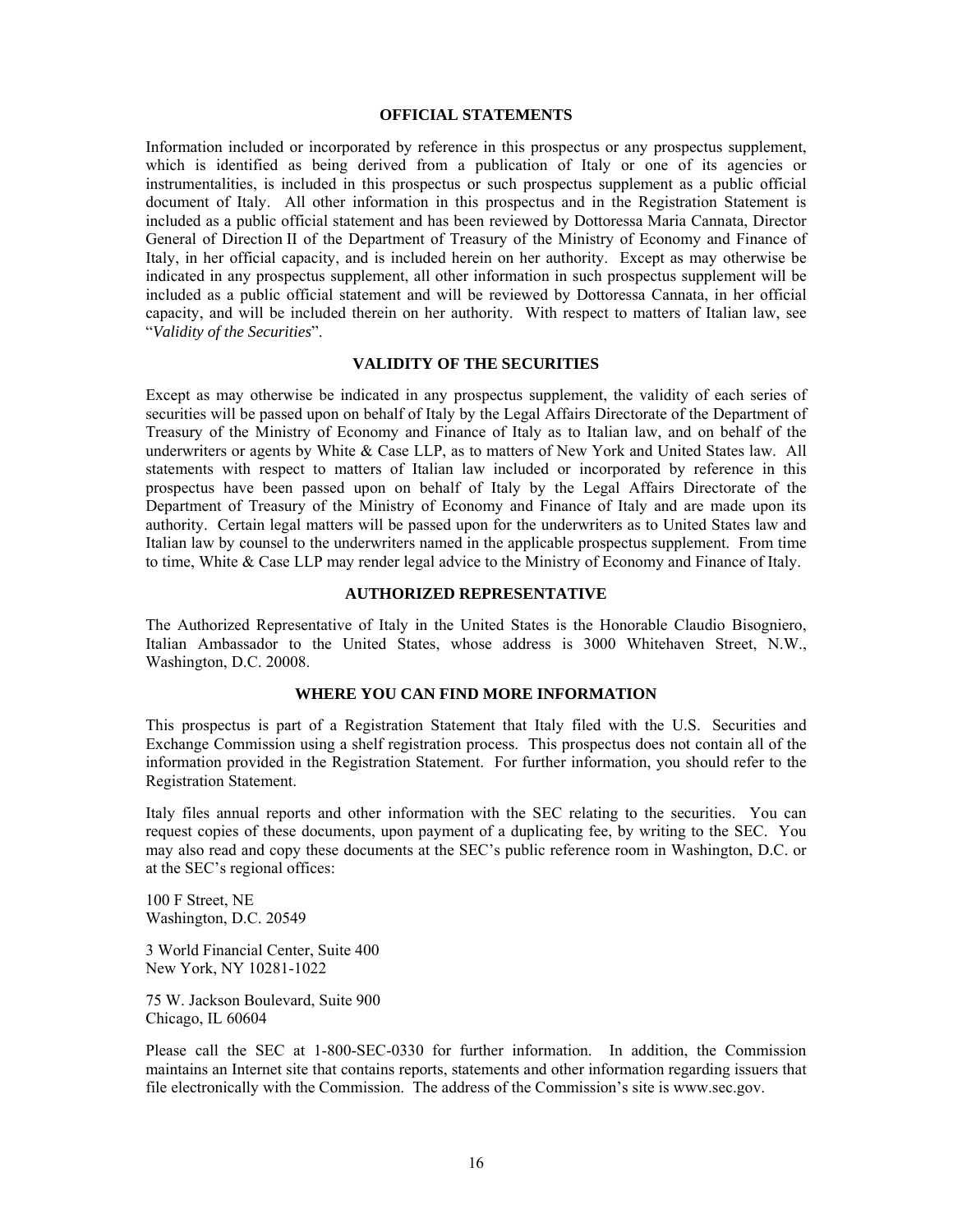## OFFICIAL STATEMENTS

Information included or incorporated by reference in this prospectus or any prospectus supplement, which is identified as being derived from a publication of Italy or one of its agencies or instrumentalities, is included in this prospectus or such prospectus supplement as a public official document of Italy. All other information in this prospectus and in the Registration Statement is included as a public official statement and has been reviewed by Dottoressa Maria Cannata, Director General of Direction II of the Department of Treasury of the Ministry of Economy and Finance of Italy, in her official capacity, and is included herein on her authority. Except as may otherwise be indicated in any prospectus supplement, all other information in such prospectus supplement will be included as a public official statement and will be reviewed by Dottoressa Cannata, in her official capacity, and will be included therein on her authority. With respect to matters of Italian law, see "*Validity of the Securities*".

## VALIDITY OF THE SECURITIES

Except as may otherwise be indicated in any prospectus supplement, the validity of each series of securities will be passed upon on behalf of Italy by the Legal Affairs Directorate of the Department of Treasury of the Ministry of Economy and Finance of Italy as to Italian law, and on behalf of the underwriters or agents by White & Case LLP, as to matters of New York and United States law. All statements with respect to matters of Italian law included or incorporated by reference in this prospectus have been passed upon on behalf of Italy by the Legal Affairs Directorate of the Department of Treasury of the Ministry of Economy and Finance of Italy and are made upon its authority. Certain legal matters will be passed upon for the underwriters as to United States law and Italian law by counsel to the underwriters named in the applicable prospectus supplement. From time to time, White & Case LLP may render legal advice to the Ministry of Economy and Finance of Italy.

## AUTHORIZED REPRESENTATIVE

The Authorized Representative of Italy in the United States is the Honorable Claudio Bisogniero, Italian Ambassador to the United States, whose address is 3000 Whitehaven Street, N.W., Washington, D.C. 20008.

## WHERE YOU CAN FIND MORE INFORMATION

This prospectus is part of a Registration Statement that Italy filed with the U.S. Securities and Exchange Commission using a shelf registration process. This prospectus does not contain all of the information provided in the Registration Statement. For further information, you should refer to the Registration Statement.

Italy files annual reports and other information with the SEC relating to the securities. You can request copies of these documents, upon payment of a duplicating fee, by writing to the SEC. You may also read and copy these documents at the SEC's public reference room in Washington, D.C. or at the SEC's regional offices:

100 F Street, NE
Washington, D.C. 20549

3 World Financial Center, Suite 400
New York, NY 10281-1022

75 W. Jackson Boulevard, Suite 900
Chicago, IL 60604

Please call the SEC at 1-800-SEC-0330 for further information. In addition, the Commission maintains an Internet site that contains reports, statements and other information regarding issuers that file electronically with the Commission. The address of the Commission's site is www.sec.gov.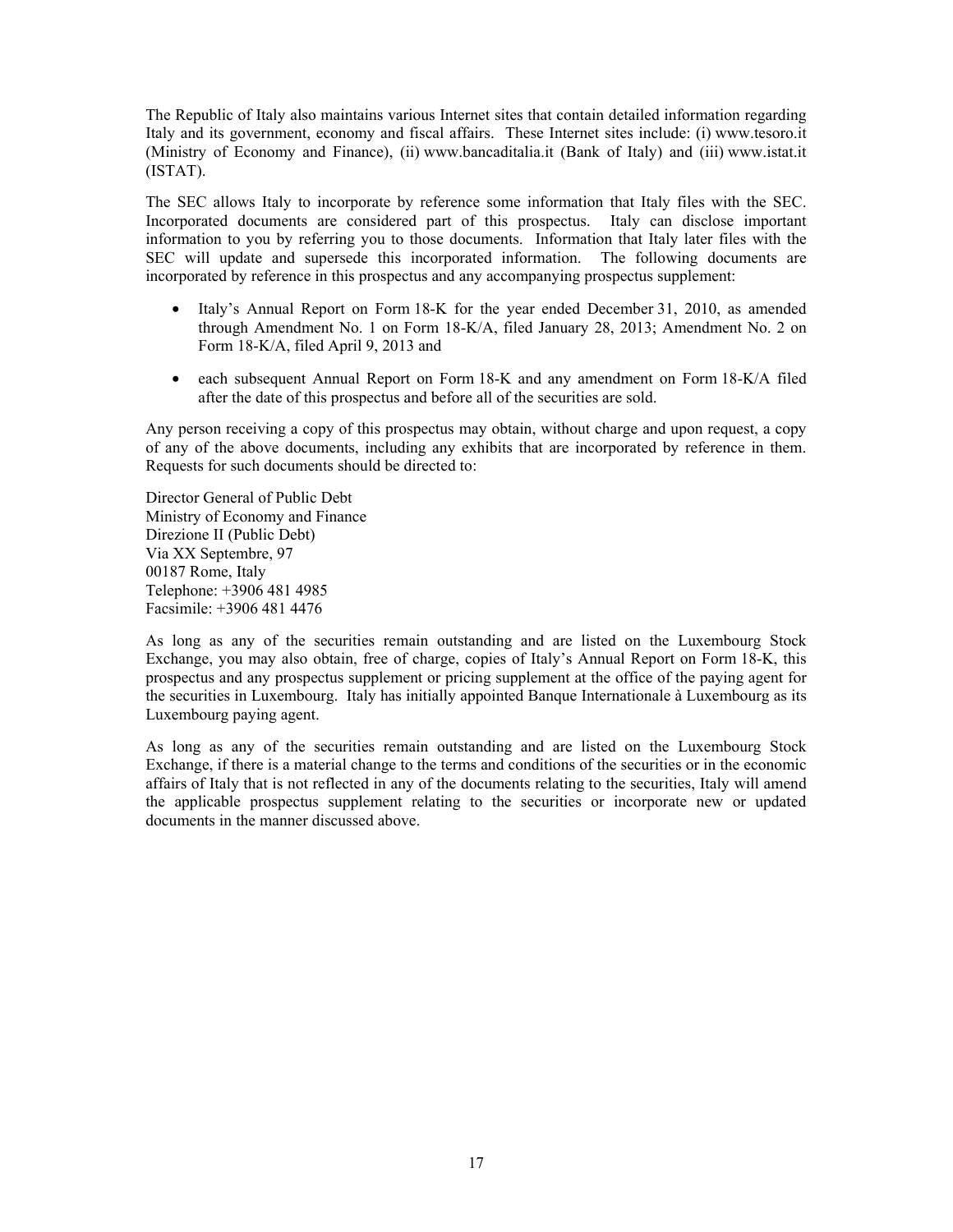The Republic of Italy also maintains various Internet sites that contain detailed information regarding Italy and its government, economy and fiscal affairs. These Internet sites include: (i) www.tesoro.it (Ministry of Economy and Finance), (ii) www.bancaditalia.it (Bank of Italy) and (iii) www.istat.it (ISTAT).

The SEC allows Italy to incorporate by reference some information that Italy files with the SEC. Incorporated documents are considered part of this prospectus. Italy can disclose important information to you by referring you to those documents. Information that Italy later files with the SEC will update and supersede this incorporated information. The following documents are incorporated by reference in this prospectus and any accompanying prospectus supplement:

- Italy's Annual Report on Form 18-K for the year ended December 31, 2010, as amended through Amendment No. 1 on Form 18-K/A, filed January 28, 2013; Amendment No. 2 on Form 18-K/A, filed April 9, 2013 and
- each subsequent Annual Report on Form 18-K and any amendment on Form 18-K/A filed after the date of this prospectus and before all of the securities are sold.

Any person receiving a copy of this prospectus may obtain, without charge and upon request, a copy of any of the above documents, including any exhibits that are incorporated by reference in them. Requests for such documents should be directed to:

Director General of Public Debt
Ministry of Economy and Finance
Direzione II (Public Debt)
Via XX Septembre, 97
00187 Rome, Italy
Telephone: +3906 481 4985
Facsimile: +3906 481 4476

As long as any of the securities remain outstanding and are listed on the Luxembourg Stock Exchange, you may also obtain, free of charge, copies of Italy's Annual Report on Form 18-K, this prospectus and any prospectus supplement or pricing supplement at the office of the paying agent for the securities in Luxembourg. Italy has initially appointed Banque Internationale à Luxembourg as its Luxembourg paying agent.

As long as any of the securities remain outstanding and are listed on the Luxembourg Stock Exchange, if there is a material change to the terms and conditions of the securities or in the economic affairs of Italy that is not reflected in any of the documents relating to the securities, Italy will amend the applicable prospectus supplement relating to the securities or incorporate new or updated documents in the manner discussed above.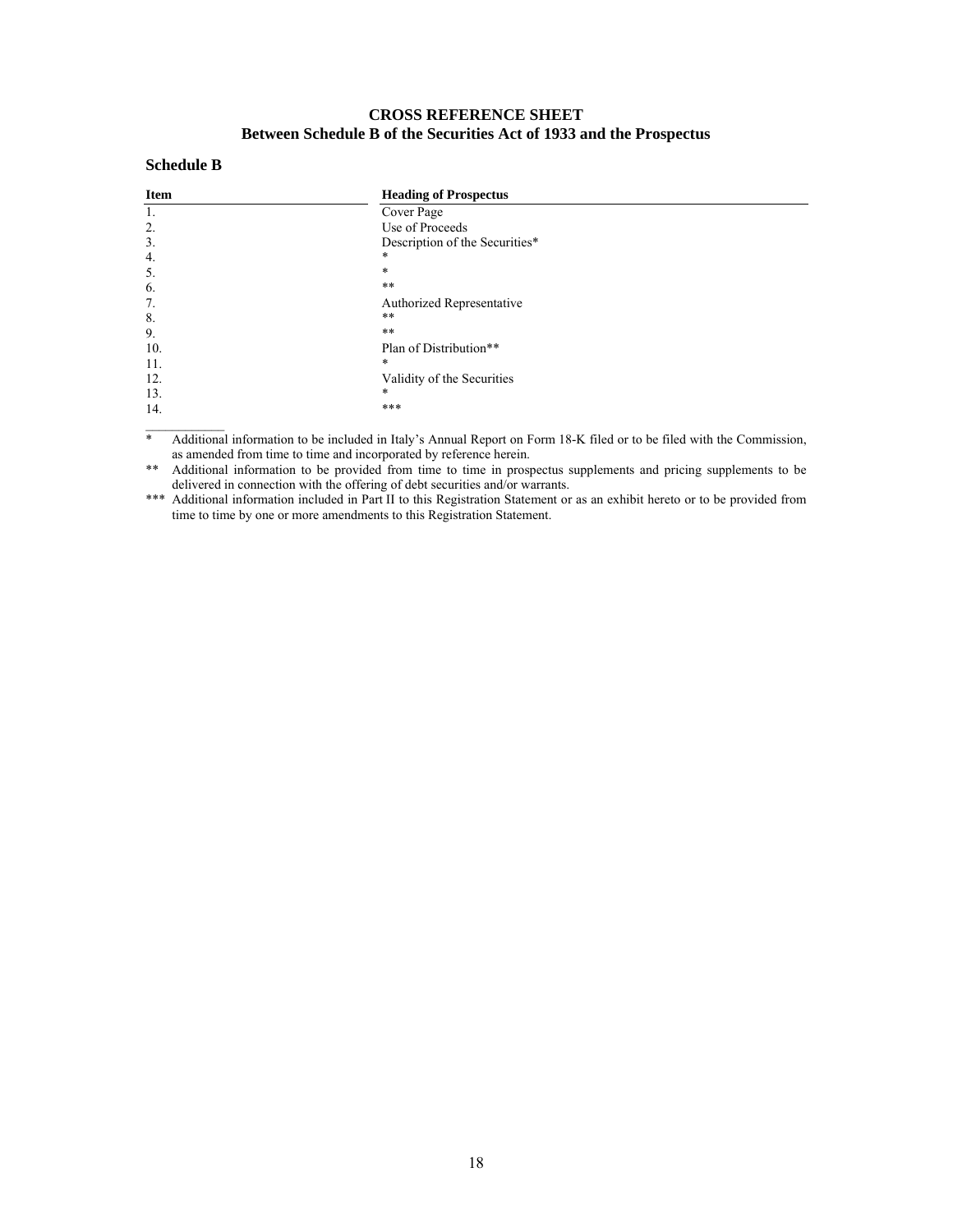## CROSS REFERENCE SHEET
## Between Schedule B of the Securities Act of 1933 and the Prospectus

### Schedule B

| Item | Heading of Prospectus |
|---|---|
| 1. | Cover Page |
| 2. | Use of Proceeds |
| 3. | Description of the Securities* |
| 4. | * |
| 5. | * |
| 6. | ** |
| 7. | Authorized Representative |
| 8. | ** |
| 9. | ** |
| 10. | Plan of Distribution** |
| 11. | * |
| 12. | Validity of the Securities |
| 13. | * |
| 14. | *** |

___________

\* Additional information to be included in Italy's Annual Report on Form 18-K filed or to be filed with the Commission, as amended from time to time and incorporated by reference herein.

\*\* Additional information to be provided from time to time in prospectus supplements and pricing supplements to be delivered in connection with the offering of debt securities and/or warrants.

\*\*\* Additional information included in Part II to this Registration Statement or as an exhibit hereto or to be provided from time to time by one or more amendments to this Registration Statement.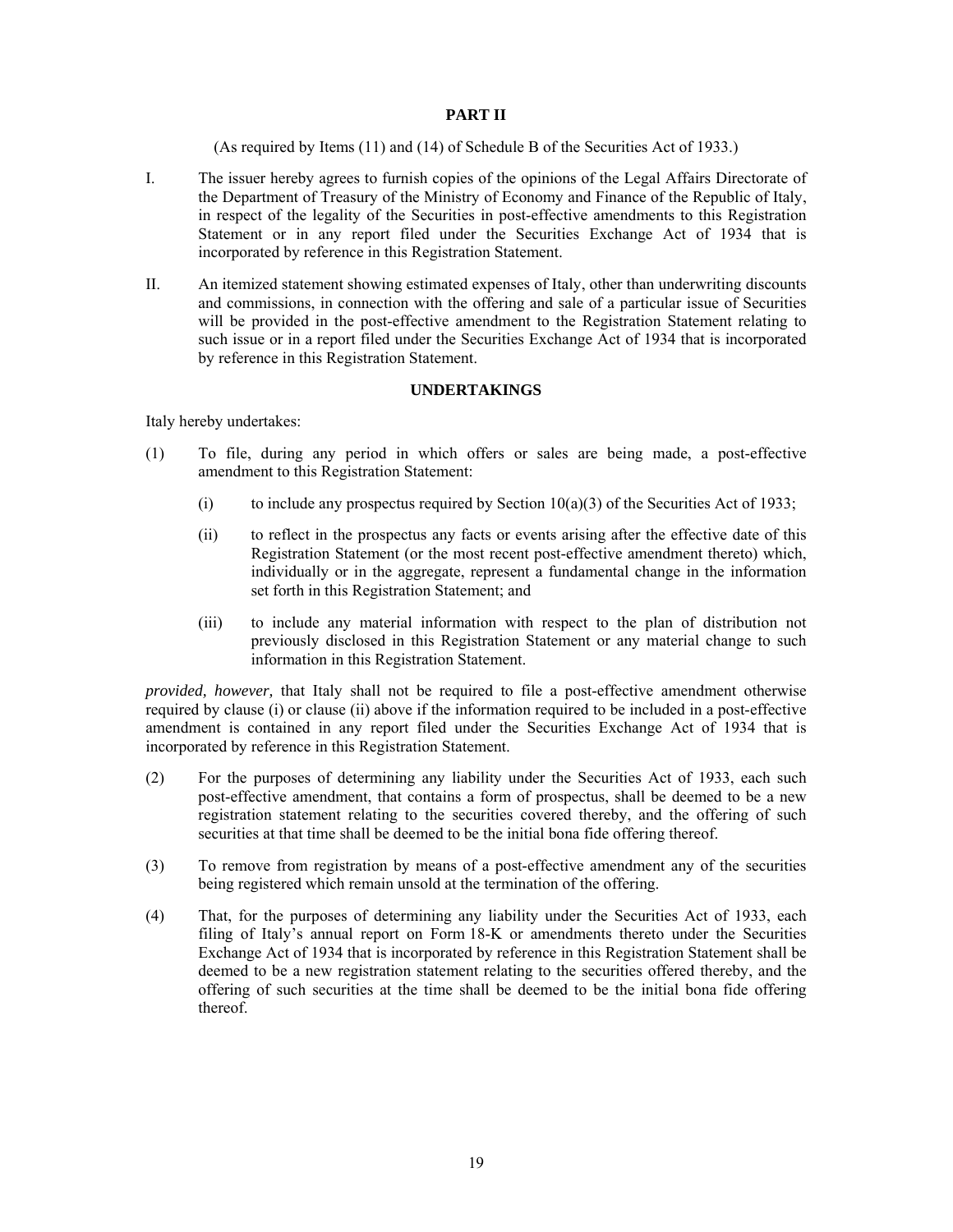## PART II

(As required by Items (11) and (14) of Schedule B of the Securities Act of 1933.)

I. The issuer hereby agrees to furnish copies of the opinions of the Legal Affairs Directorate of the Department of Treasury of the Ministry of Economy and Finance of the Republic of Italy, in respect of the legality of the Securities in post-effective amendments to this Registration Statement or in any report filed under the Securities Exchange Act of 1934 that is incorporated by reference in this Registration Statement.

II. An itemized statement showing estimated expenses of Italy, other than underwriting discounts and commissions, in connection with the offering and sale of a particular issue of Securities will be provided in the post-effective amendment to the Registration Statement relating to such issue or in a report filed under the Securities Exchange Act of 1934 that is incorporated by reference in this Registration Statement.

## UNDERTAKINGS

Italy hereby undertakes:

(1) To file, during any period in which offers or sales are being made, a post-effective amendment to this Registration Statement:

 (i) to include any prospectus required by Section 10(a)(3) of the Securities Act of 1933;

 (ii) to reflect in the prospectus any facts or events arising after the effective date of this Registration Statement (or the most recent post-effective amendment thereto) which, individually or in the aggregate, represent a fundamental change in the information set forth in this Registration Statement; and

 (iii) to include any material information with respect to the plan of distribution not previously disclosed in this Registration Statement or any material change to such information in this Registration Statement.

*provided, however,* that Italy shall not be required to file a post-effective amendment otherwise required by clause (i) or clause (ii) above if the information required to be included in a post-effective amendment is contained in any report filed under the Securities Exchange Act of 1934 that is incorporated by reference in this Registration Statement.

(2) For the purposes of determining any liability under the Securities Act of 1933, each such post-effective amendment, that contains a form of prospectus, shall be deemed to be a new registration statement relating to the securities covered thereby, and the offering of such securities at that time shall be deemed to be the initial bona fide offering thereof.

(3) To remove from registration by means of a post-effective amendment any of the securities being registered which remain unsold at the termination of the offering.

(4) That, for the purposes of determining any liability under the Securities Act of 1933, each filing of Italy's annual report on Form 18-K or amendments thereto under the Securities Exchange Act of 1934 that is incorporated by reference in this Registration Statement shall be deemed to be a new registration statement relating to the securities offered thereby, and the offering of such securities at the time shall be deemed to be the initial bona fide offering thereof.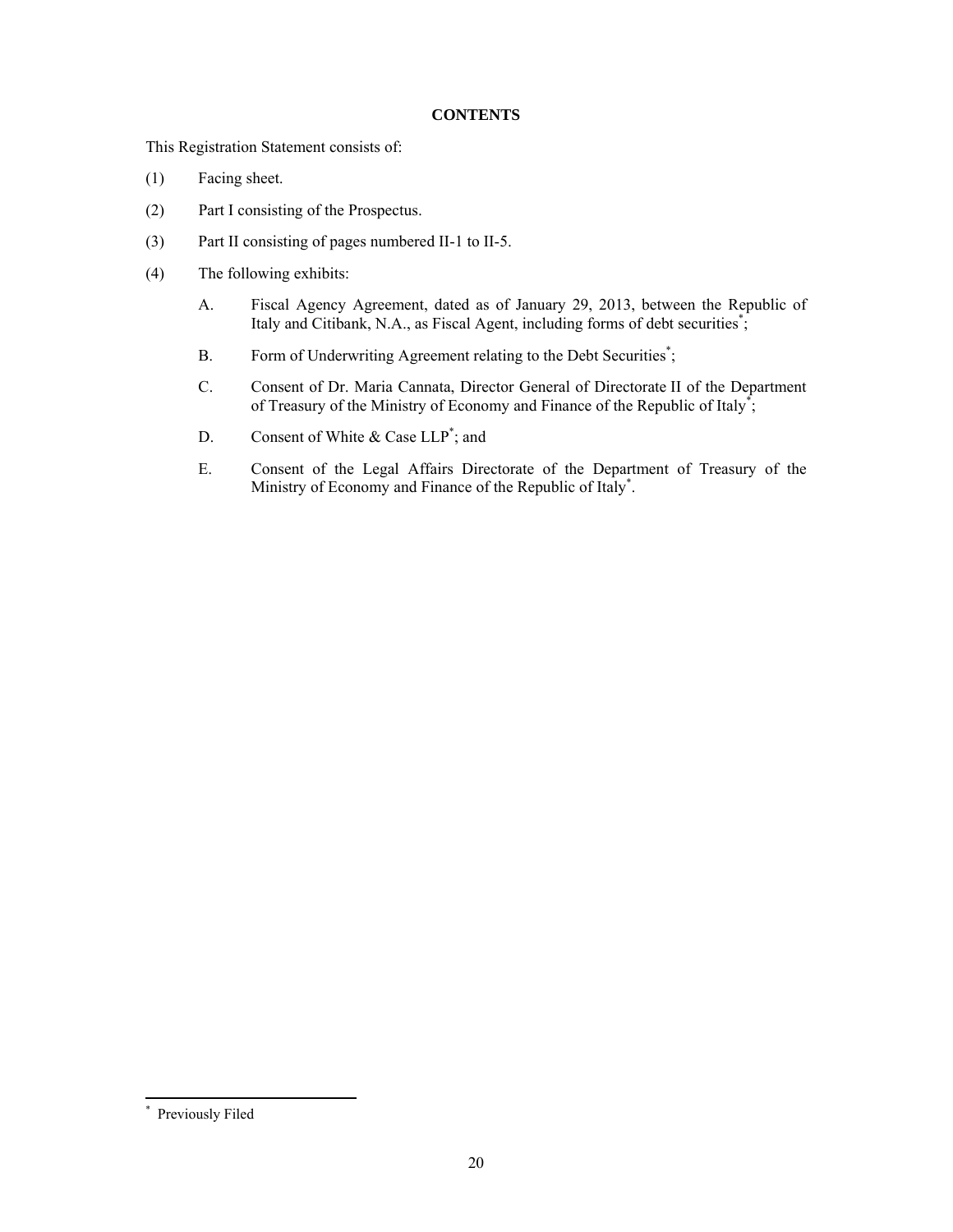**CONTENTS**

This Registration Statement consists of:

(1) Facing sheet.

(2) Part I consisting of the Prospectus.

(3) Part II consisting of pages numbered II-1 to II-5.

(4) The following exhibits:

A. Fiscal Agency Agreement, dated as of January 29, 2013, between the Republic of Italy and Citibank, N.A., as Fiscal Agent, including forms of debt securities*;

B. Form of Underwriting Agreement relating to the Debt Securities*;

C. Consent of Dr. Maria Cannata, Director General of Directorate II of the Department of Treasury of the Ministry of Economy and Finance of the Republic of Italy*;

D. Consent of White & Case LLP*; and

E. Consent of the Legal Affairs Directorate of the Department of Treasury of the Ministry of Economy and Finance of the Republic of Italy*.

---

* Previously Filed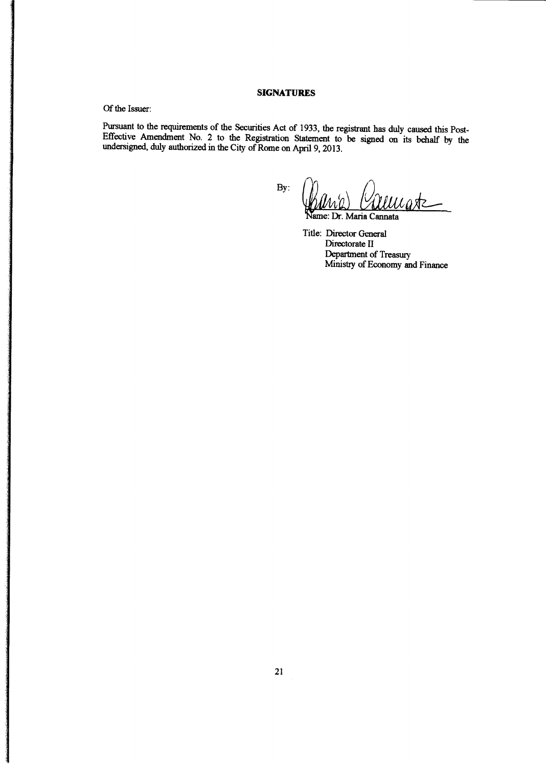**SIGNATURES**

Of the Issuer:

Pursuant to the requirements of the Securities Act of 1933, the registrant has duly caused this Post-Effective Amendment No. 2 to the Registration Statement to be signed on its behalf by the undersigned, duly authorized in the City of Rome on April 9, 2013.

By: 

Name: Dr. Maria Cannata

Title: Director General
Directorate II
Department of Treasury
Ministry of Economy and Finance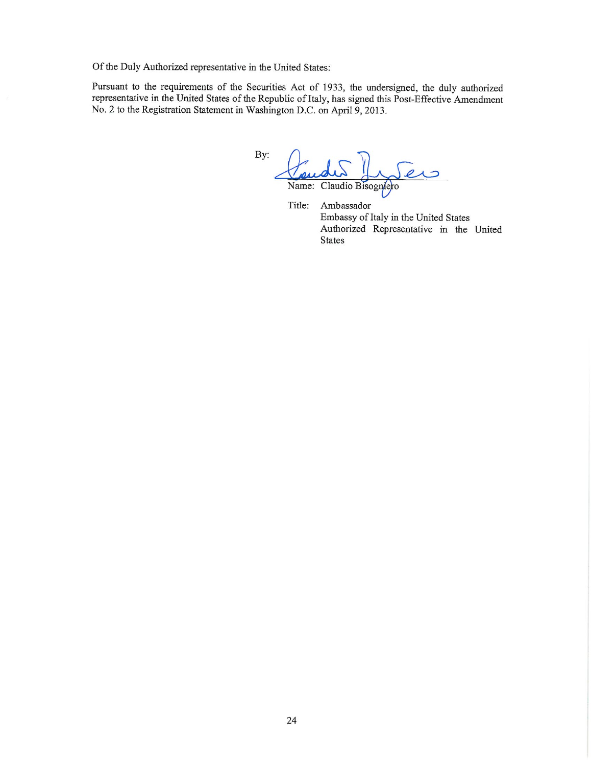Of the Duly Authorized representative in the United States:

Pursuant to the requirements of the Securities Act of 1933, the undersigned, the duly authorized representative in the United States of the Republic of Italy, has signed this Post-Effective Amendment No. 2 to the Registration Statement in Washington D.C. on April 9, 2013.

By:

Name: Claudio Bisogniero

Title: Ambassador
Embassy of Italy in the United States
Authorized Representative in the United States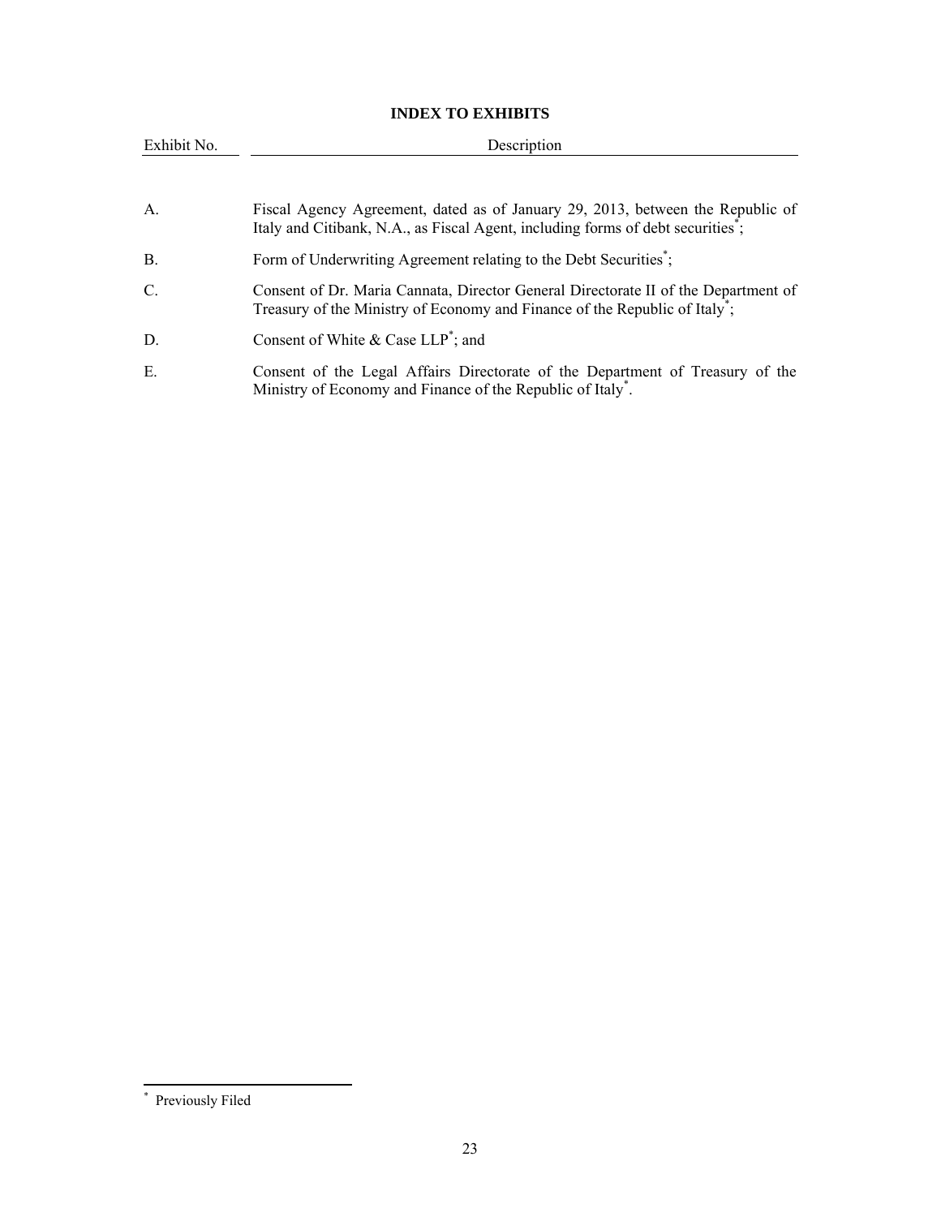## INDEX TO EXHIBITS

| Exhibit No. | Description |
|---|---|
| A. | Fiscal Agency Agreement, dated as of January 29, 2013, between the Republic of Italy and Citibank, N.A., as Fiscal Agent, including forms of debt securities*; |
| B. | Form of Underwriting Agreement relating to the Debt Securities*; |
| C. | Consent of Dr. Maria Cannata, Director General Directorate II of the Department of Treasury of the Ministry of Economy and Finance of the Republic of Italy*; |
| D. | Consent of White & Case LLP*; and |
| E. | Consent of the Legal Affairs Directorate of the Department of Treasury of the Ministry of Economy and Finance of the Republic of Italy*. |

* Previously Filed